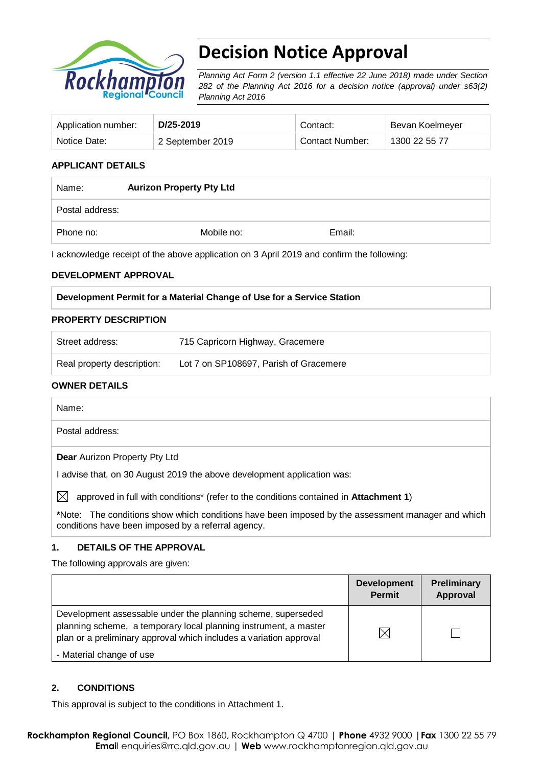# Decision Notice Approval

*Planning Act Form 2 (version 1.1 effective 22 June 2018) made under Section 282 of the Planning Act 2016 for a decision notice (approval) under s63(2) Planning Act 2016*

| Application number: | **D/25-2019** | Contact: | Bevan Koelmeyer |
|---|---|---|---|
| Notice Date: | 2 September 2019 | Contact Number: | 1300 22 55 77 |

## APPLICANT DETAILS

| Name: | **Aurizon Property Pty Ltd** | |
|---|---|---|
| Postal address: | | |
| Phone no: | Mobile no: | Email: |

I acknowledge receipt of the above application on 3 April 2019 and confirm the following:

## DEVELOPMENT APPROVAL

| **Development Permit for a Material Change of Use for a Service Station** |
|---|

## PROPERTY DESCRIPTION

| Street address: | 715 Capricorn Highway, Gracemere |
|---|---|
| Real property description: | Lot 7 on SP108697, Parish of Gracemere |

## OWNER DETAILS

| Name: |
|---|
| Postal address: |

**Dear** Aurizon Property Pty Ltd

I advise that, on 30 August 2019 the above development application was:

☒ approved in full with conditions* (refer to the conditions contained in **Attachment 1**)

***Note:** The conditions show which conditions have been imposed by the assessment manager and which conditions have been imposed by a referral agency.

## 1. DETAILS OF THE APPROVAL

The following approvals are given:

| | **Development Permit** | **Preliminary Approval** |
|---|---|---|
| Development assessable under the planning scheme, superseded planning scheme, a temporary local planning instrument, a master plan or a preliminary approval which includes a variation approval<br>- Material change of use | ☒ | ☐ |

## 2. CONDITIONS

This approval is subject to the conditions in Attachment 1.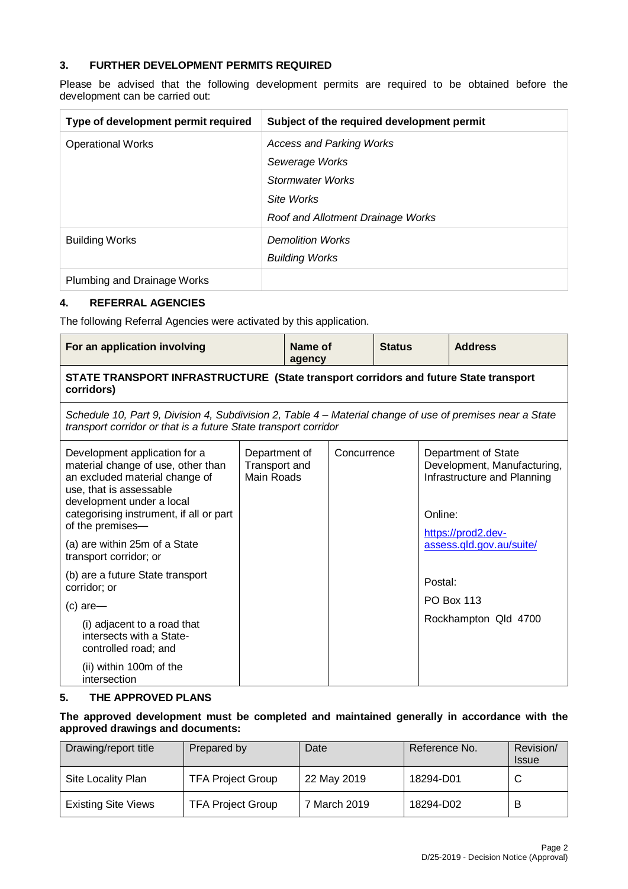## 3. FURTHER DEVELOPMENT PERMITS REQUIRED

Please be advised that the following development permits are required to be obtained before the development can be carried out:

| Type of development permit required | Subject of the required development permit |
|---|---|
| Operational Works | *Access and Parking Works*<br>*Sewerage Works*<br>*Stormwater Works*<br>*Site Works*<br>*Roof and Allotment Drainage Works* |
| Building Works | *Demolition Works*<br>*Building Works* |
| Plumbing and Drainage Works | |

## 4. REFERRAL AGENCIES

The following Referral Agencies were activated by this application.

| For an application involving | Name of agency | Status | Address |
|---|---|---|---|
| **STATE TRANSPORT INFRASTRUCTURE (State transport corridors and future State transport corridors)** | | | |
| *Schedule 10, Part 9, Division 4, Subdivision 2, Table 4 – Material change of use of premises near a State transport corridor or that is a future State transport corridor* | | | |
| Development application for a material change of use, other than an excluded material change of use, that is assessable development under a local categorising instrument, if all or part of the premises—<br>(a) are within 25m of a State transport corridor; or<br>(b) are a future State transport corridor; or<br>(c) are—<br>(i) adjacent to a road that intersects with a State-controlled road; and<br>(ii) within 100m of the intersection | Department of Transport and Main Roads | Concurrence | Department of State Development, Manufacturing, Infrastructure and Planning<br><br>Online:<br>https://prod2.dev-assess.qld.gov.au/suite/<br><br>Postal:<br>PO Box 113<br>Rockhampton Qld 4700 |

## 5. THE APPROVED PLANS

**The approved development must be completed and maintained generally in accordance with the approved drawings and documents:**

| Drawing/report title | Prepared by | Date | Reference No. | Revision/ Issue |
|---|---|---|---|---|
| Site Locality Plan | TFA Project Group | 22 May 2019 | 18294-D01 | C |
| Existing Site Views | TFA Project Group | 7 March 2019 | 18294-D02 | B |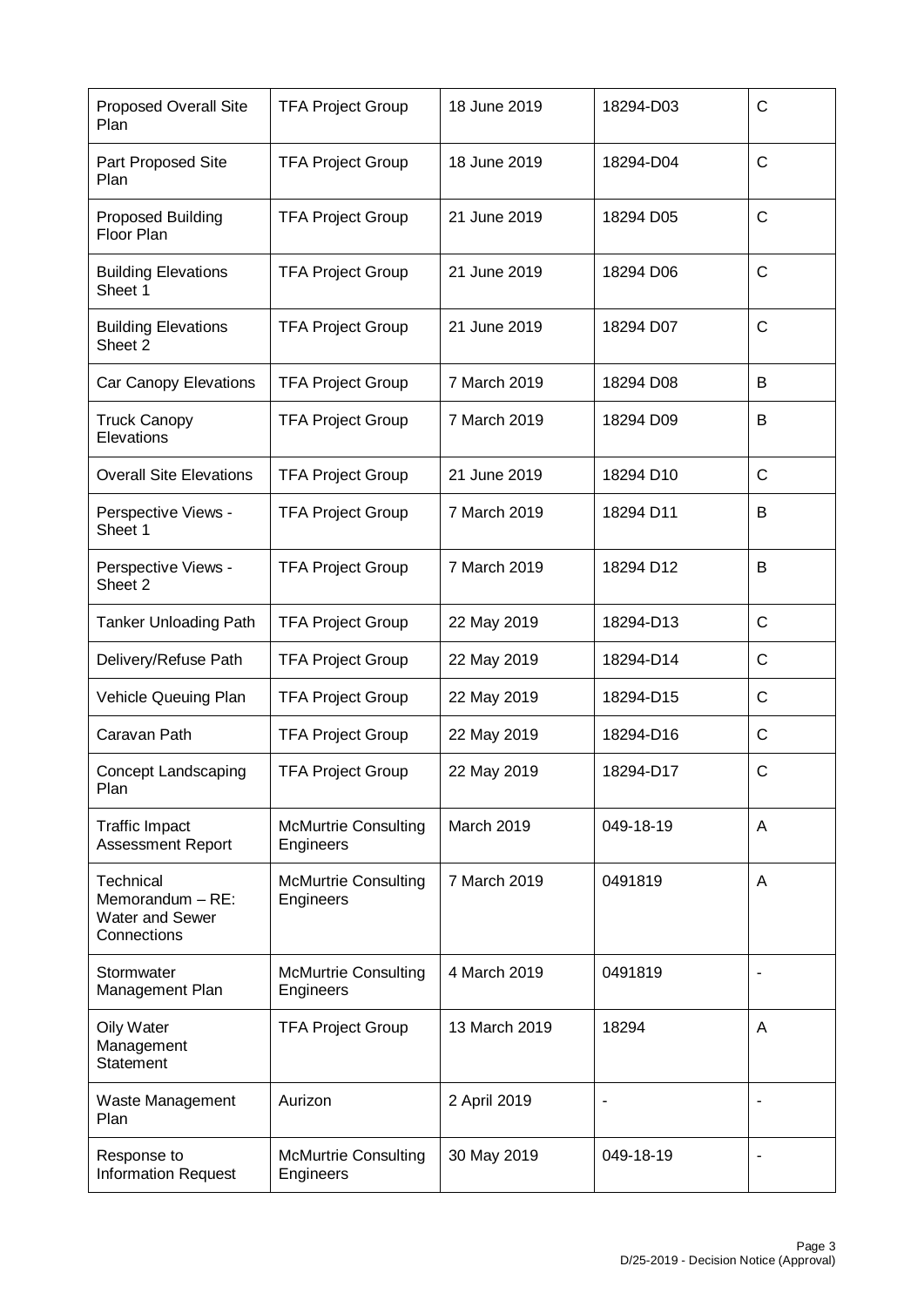| Proposed Overall Site Plan | TFA Project Group | 18 June 2019 | 18294-D03 | C |
|---|---|---|---|---|
| Part Proposed Site Plan | TFA Project Group | 18 June 2019 | 18294-D04 | C |
| Proposed Building Floor Plan | TFA Project Group | 21 June 2019 | 18294 D05 | C |
| Building Elevations Sheet 1 | TFA Project Group | 21 June 2019 | 18294 D06 | C |
| Building Elevations Sheet 2 | TFA Project Group | 21 June 2019 | 18294 D07 | C |
| Car Canopy Elevations | TFA Project Group | 7 March 2019 | 18294 D08 | B |
| Truck Canopy Elevations | TFA Project Group | 7 March 2019 | 18294 D09 | B |
| Overall Site Elevations | TFA Project Group | 21 June 2019 | 18294 D10 | C |
| Perspective Views - Sheet 1 | TFA Project Group | 7 March 2019 | 18294 D11 | B |
| Perspective Views - Sheet 2 | TFA Project Group | 7 March 2019 | 18294 D12 | B |
| Tanker Unloading Path | TFA Project Group | 22 May 2019 | 18294-D13 | C |
| Delivery/Refuse Path | TFA Project Group | 22 May 2019 | 18294-D14 | C |
| Vehicle Queuing Plan | TFA Project Group | 22 May 2019 | 18294-D15 | C |
| Caravan Path | TFA Project Group | 22 May 2019 | 18294-D16 | C |
| Concept Landscaping Plan | TFA Project Group | 22 May 2019 | 18294-D17 | C |
| Traffic Impact Assessment Report | McMurtrie Consulting Engineers | March 2019 | 049-18-19 | A |
| Technical Memorandum – RE: Water and Sewer Connections | McMurtrie Consulting Engineers | 7 March 2019 | 0491819 | A |
| Stormwater Management Plan | McMurtrie Consulting Engineers | 4 March 2019 | 0491819 | - |
| Oily Water Management Statement | TFA Project Group | 13 March 2019 | 18294 | A |
| Waste Management Plan | Aurizon | 2 April 2019 | - | - |
| Response to Information Request | McMurtrie Consulting Engineers | 30 May 2019 | 049-18-19 | - |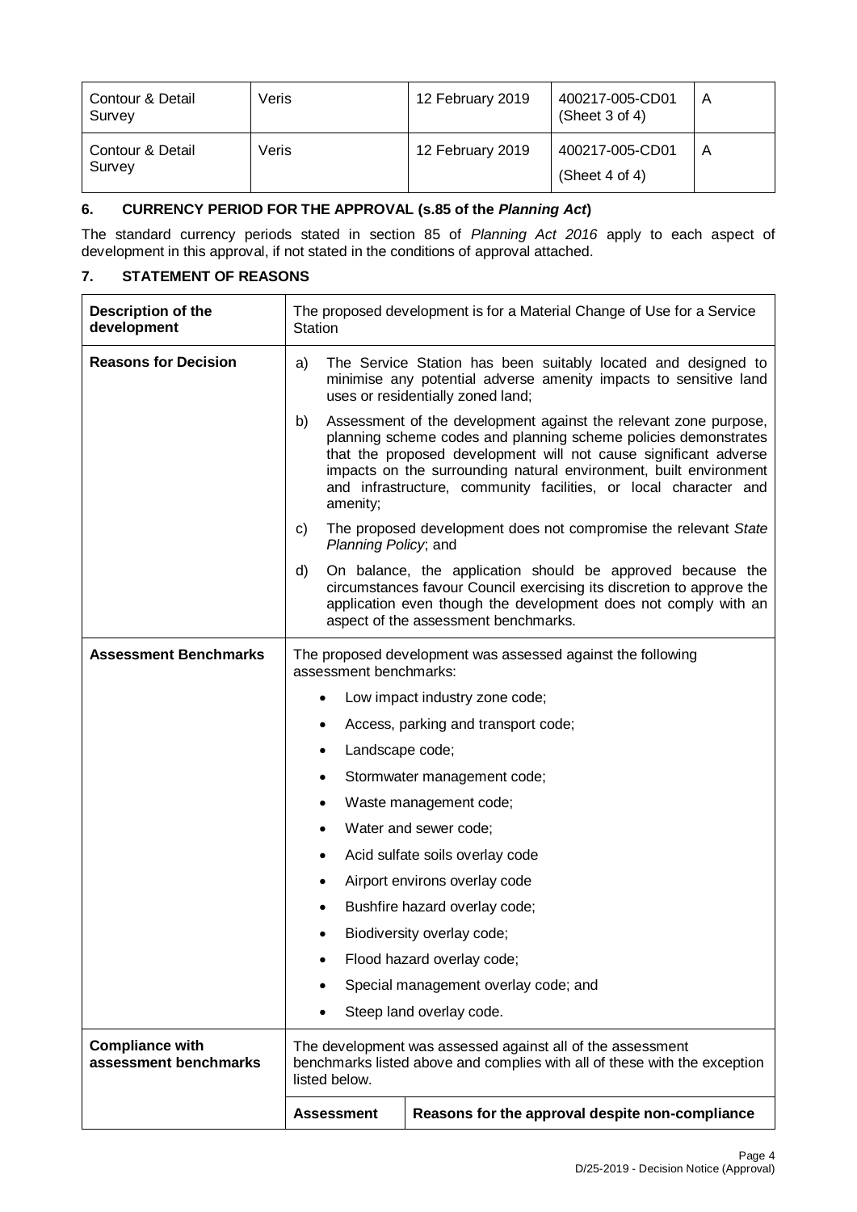| | | | | |
|---|---|---|---|---|
| Contour & Detail Survey | Veris | 12 February 2019 | 400217-005-CD01 (Sheet 3 of 4) | A |
| Contour & Detail Survey | Veris | 12 February 2019 | 400217-005-CD01 (Sheet 4 of 4) | A |

## 6. CURRENCY PERIOD FOR THE APPROVAL (s.85 of the *Planning Act*)

The standard currency periods stated in section 85 of *Planning Act 2016* apply to each aspect of development in this approval, if not stated in the conditions of approval attached.

## 7. STATEMENT OF REASONS

| | | |
|---|---|---|
| **Description of the development** | The proposed development is for a Material Change of Use for a Service Station | |
| **Reasons for Decision** | a) The Service Station has been suitably located and designed to minimise any potential adverse amenity impacts to sensitive land uses or residentially zoned land;<br>b) Assessment of the development against the relevant zone purpose, planning scheme codes and planning scheme policies demonstrates that the proposed development will not cause significant adverse impacts on the surrounding natural environment, built environment and infrastructure, community facilities, or local character and amenity;<br>c) The proposed development does not compromise the relevant *State Planning Policy*; and<br>d) On balance, the application should be approved because the circumstances favour Council exercising its discretion to approve the application even though the development does not comply with an aspect of the assessment benchmarks. | |
| **Assessment Benchmarks** | The proposed development was assessed against the following assessment benchmarks:<br>• Low impact industry zone code;<br>• Access, parking and transport code;<br>• Landscape code;<br>• Stormwater management code;<br>• Waste management code;<br>• Water and sewer code;<br>• Acid sulfate soils overlay code<br>• Airport environs overlay code<br>• Bushfire hazard overlay code;<br>• Biodiversity overlay code;<br>• Flood hazard overlay code;<br>• Special management overlay code; and<br>• Steep land overlay code. | |
| **Compliance with assessment benchmarks** | The development was assessed against all of the assessment benchmarks listed above and complies with all of these with the exception listed below. | |
| | **Assessment** | **Reasons for the approval despite non-compliance** |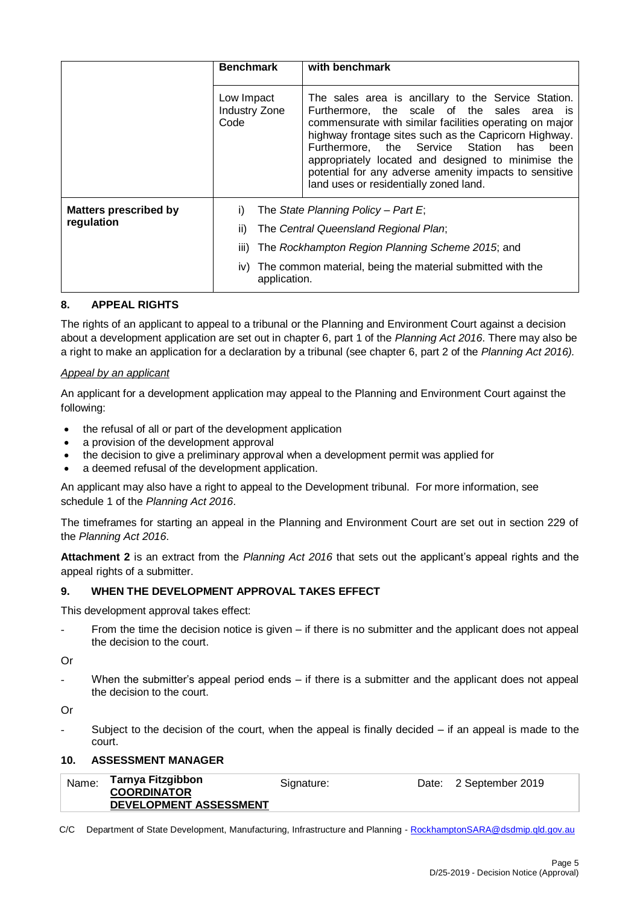| | Benchmark | with benchmark |
|---|---|---|
| | Low Impact Industry Zone Code | The sales area is ancillary to the Service Station. Furthermore, the scale of the sales area is commensurate with similar facilities operating on major highway frontage sites such as the Capricorn Highway. Furthermore, the Service Station has been appropriately located and designed to minimise the potential for any adverse amenity impacts to sensitive land uses or residentially zoned land. |
| **Matters prescribed by regulation** | i) The *State Planning Policy – Part E*; ii) The *Central Queensland Regional Plan*; iii) The *Rockhampton Region Planning Scheme 2015*; and iv) The common material, being the material submitted with the application. | |

## 8. APPEAL RIGHTS

The rights of an applicant to appeal to a tribunal or the Planning and Environment Court against a decision about a development application are set out in chapter 6, part 1 of the *Planning Act 2016*. There may also be a right to make an application for a declaration by a tribunal (see chapter 6, part 2 of the *Planning Act 2016).*

*Appeal by an applicant*

An applicant for a development application may appeal to the Planning and Environment Court against the following:

- the refusal of all or part of the development application
- a provision of the development approval
- the decision to give a preliminary approval when a development permit was applied for
- a deemed refusal of the development application.

An applicant may also have a right to appeal to the Development tribunal. For more information, see schedule 1 of the *Planning Act 2016*.

The timeframes for starting an appeal in the Planning and Environment Court are set out in section 229 of the *Planning Act 2016*.

**Attachment 2** is an extract from the *Planning Act 2016* that sets out the applicant's appeal rights and the appeal rights of a submitter.

## 9. WHEN THE DEVELOPMENT APPROVAL TAKES EFFECT

This development approval takes effect:

- From the time the decision notice is given – if there is no submitter and the applicant does not appeal the decision to the court.

Or

- When the submitter's appeal period ends – if there is a submitter and the applicant does not appeal the decision to the court.

Or

- Subject to the decision of the court, when the appeal is finally decided – if an appeal is made to the court.

## 10. ASSESSMENT MANAGER

| Name: | **Tarnya Fitzgibbon** **COORDINATOR DEVELOPMENT ASSESSMENT** | Signature: | Date: 2 September 2019 |
|---|---|---|---|

C/C Department of State Development, Manufacturing, Infrastructure and Planning - RockhamptonSARA@dsdmip.qld.gov.au

D/25-2019 - Decision Notice (Approval)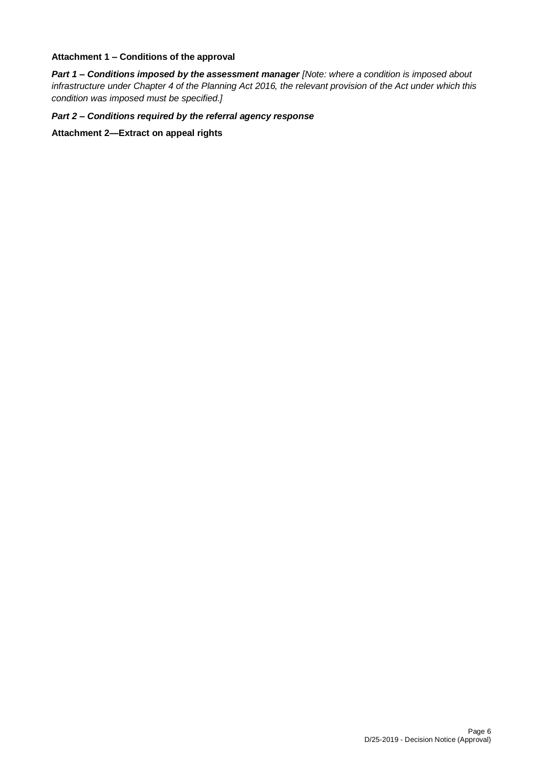**Attachment 1 – Conditions of the approval**

***Part 1 – Conditions imposed by the assessment manager*** *[Note: where a condition is imposed about infrastructure under Chapter 4 of the Planning Act 2016, the relevant provision of the Act under which this condition was imposed must be specified.]*

***Part 2 – Conditions required by the referral agency response***

**Attachment 2—Extract on appeal rights**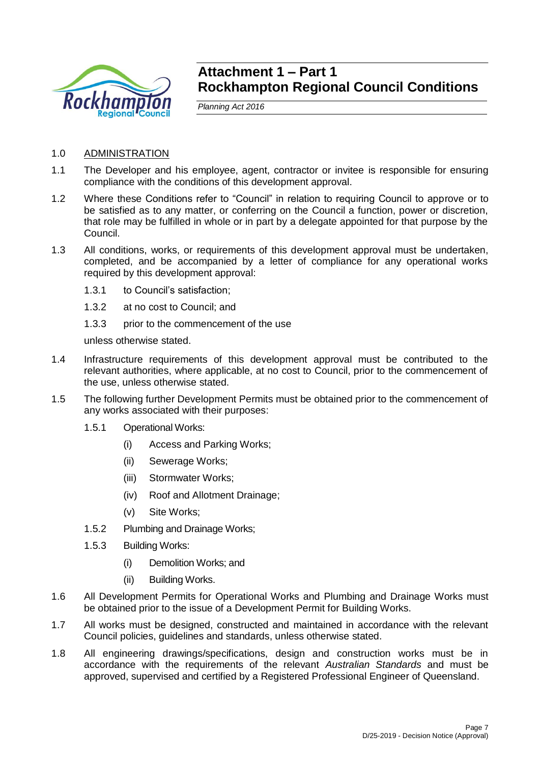# Attachment 1 – Part 1 Rockhampton Regional Council Conditions

*Planning Act 2016*

1.0 ADMINISTRATION

1.1 The Developer and his employee, agent, contractor or invitee is responsible for ensuring compliance with the conditions of this development approval.

1.2 Where these Conditions refer to "Council" in relation to requiring Council to approve or to be satisfied as to any matter, or conferring on the Council a function, power or discretion, that role may be fulfilled in whole or in part by a delegate appointed for that purpose by the Council.

1.3 All conditions, works, or requirements of this development approval must be undertaken, completed, and be accompanied by a letter of compliance for any operational works required by this development approval:

1.3.1 to Council's satisfaction;

1.3.2 at no cost to Council; and

1.3.3 prior to the commencement of the use

unless otherwise stated.

1.4 Infrastructure requirements of this development approval must be contributed to the relevant authorities, where applicable, at no cost to Council, prior to the commencement of the use, unless otherwise stated.

1.5 The following further Development Permits must be obtained prior to the commencement of any works associated with their purposes:

1.5.1 Operational Works:

(i) Access and Parking Works;

(ii) Sewerage Works;

(iii) Stormwater Works;

(iv) Roof and Allotment Drainage;

(v) Site Works;

1.5.2 Plumbing and Drainage Works;

1.5.3 Building Works:

(i) Demolition Works; and

(ii) Building Works.

1.6 All Development Permits for Operational Works and Plumbing and Drainage Works must be obtained prior to the issue of a Development Permit for Building Works.

1.7 All works must be designed, constructed and maintained in accordance with the relevant Council policies, guidelines and standards, unless otherwise stated.

1.8 All engineering drawings/specifications, design and construction works must be in accordance with the requirements of the relevant *Australian Standards* and must be approved, supervised and certified by a Registered Professional Engineer of Queensland.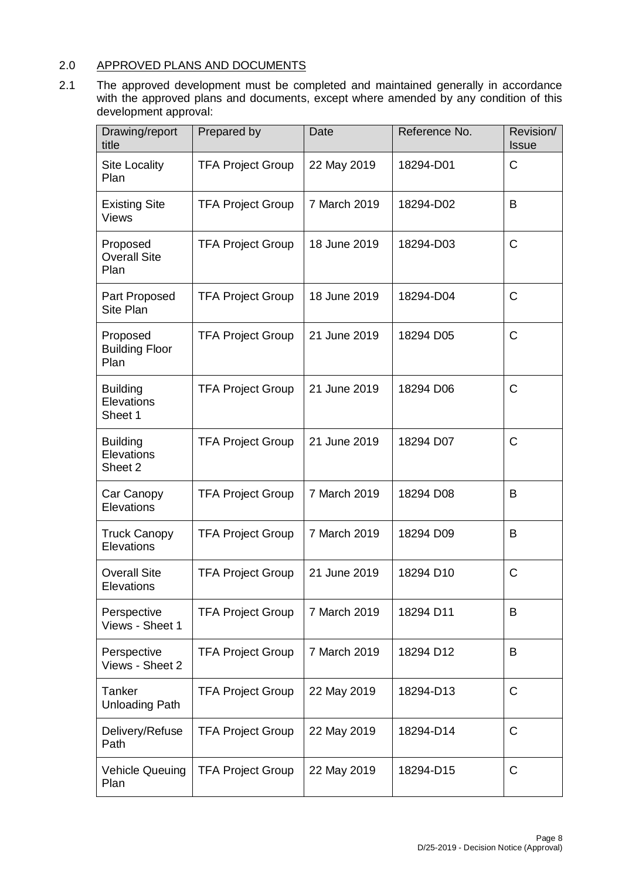## 2.0 APPROVED PLANS AND DOCUMENTS

2.1 The approved development must be completed and maintained generally in accordance with the approved plans and documents, except where amended by any condition of this development approval:

| Drawing/report title | Prepared by | Date | Reference No. | Revision/ Issue |
|---|---|---|---|---|
| Site Locality Plan | TFA Project Group | 22 May 2019 | 18294-D01 | C |
| Existing Site Views | TFA Project Group | 7 March 2019 | 18294-D02 | B |
| Proposed Overall Site Plan | TFA Project Group | 18 June 2019 | 18294-D03 | C |
| Part Proposed Site Plan | TFA Project Group | 18 June 2019 | 18294-D04 | C |
| Proposed Building Floor Plan | TFA Project Group | 21 June 2019 | 18294 D05 | C |
| Building Elevations Sheet 1 | TFA Project Group | 21 June 2019 | 18294 D06 | C |
| Building Elevations Sheet 2 | TFA Project Group | 21 June 2019 | 18294 D07 | C |
| Car Canopy Elevations | TFA Project Group | 7 March 2019 | 18294 D08 | B |
| Truck Canopy Elevations | TFA Project Group | 7 March 2019 | 18294 D09 | B |
| Overall Site Elevations | TFA Project Group | 21 June 2019 | 18294 D10 | C |
| Perspective Views - Sheet 1 | TFA Project Group | 7 March 2019 | 18294 D11 | B |
| Perspective Views - Sheet 2 | TFA Project Group | 7 March 2019 | 18294 D12 | B |
| Tanker Unloading Path | TFA Project Group | 22 May 2019 | 18294-D13 | C |
| Delivery/Refuse Path | TFA Project Group | 22 May 2019 | 18294-D14 | C |
| Vehicle Queuing Plan | TFA Project Group | 22 May 2019 | 18294-D15 | C |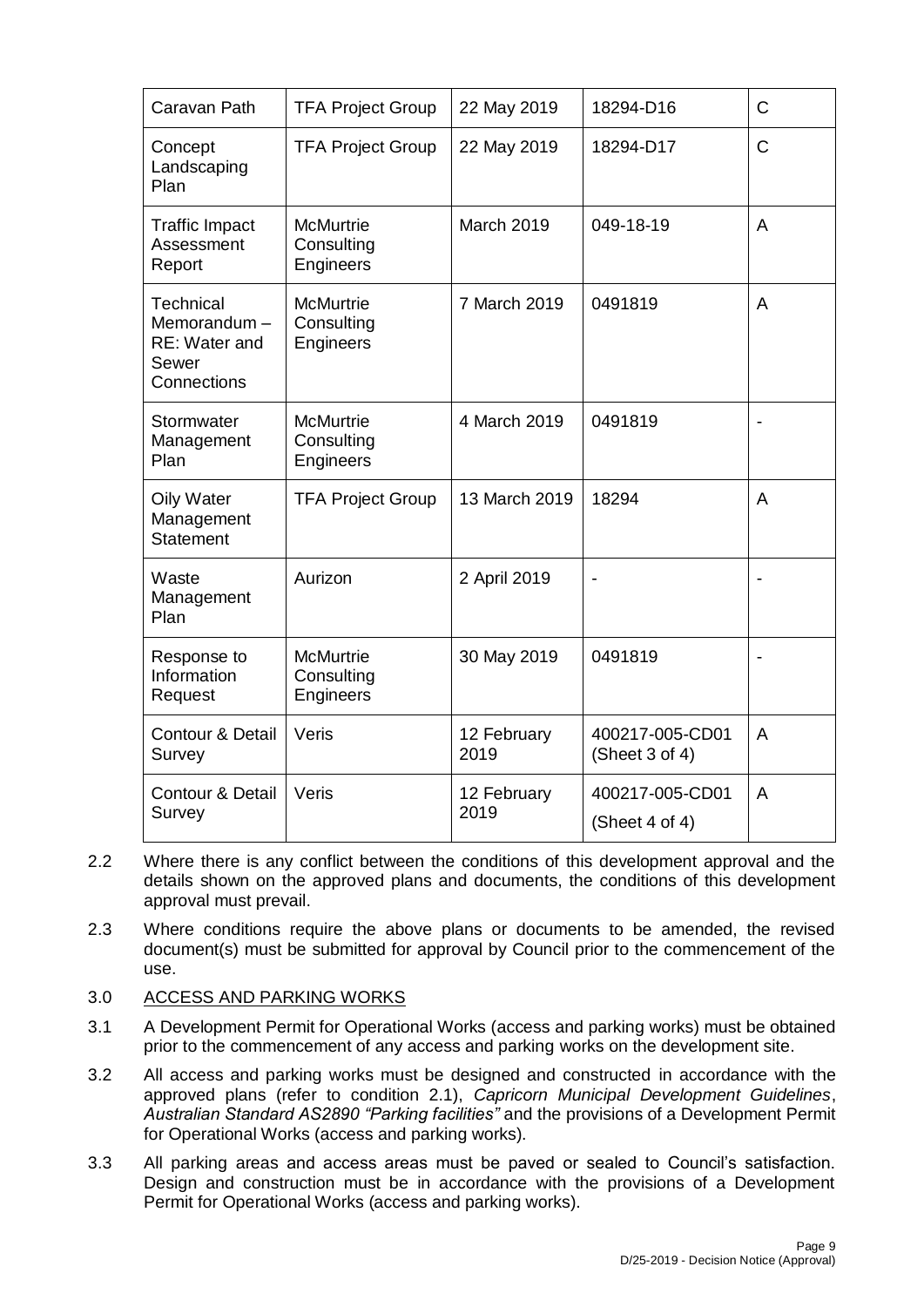| Caravan Path | TFA Project Group | 22 May 2019 | 18294-D16 | C |
|---|---|---|---|---|
| Concept Landscaping Plan | TFA Project Group | 22 May 2019 | 18294-D17 | C |
| Traffic Impact Assessment Report | McMurtrie Consulting Engineers | March 2019 | 049-18-19 | A |
| Technical Memorandum – RE: Water and Sewer Connections | McMurtrie Consulting Engineers | 7 March 2019 | 0491819 | A |
| Stormwater Management Plan | McMurtrie Consulting Engineers | 4 March 2019 | 0491819 | - |
| Oily Water Management Statement | TFA Project Group | 13 March 2019 | 18294 | A |
| Waste Management Plan | Aurizon | 2 April 2019 | - | - |
| Response to Information Request | McMurtrie Consulting Engineers | 30 May 2019 | 0491819 | - |
| Contour & Detail Survey | Veris | 12 February 2019 | 400217-005-CD01 (Sheet 3 of 4) | A |
| Contour & Detail Survey | Veris | 12 February 2019 | 400217-005-CD01 (Sheet 4 of 4) | A |

2.2 Where there is any conflict between the conditions of this development approval and the details shown on the approved plans and documents, the conditions of this development approval must prevail.

2.3 Where conditions require the above plans or documents to be amended, the revised document(s) must be submitted for approval by Council prior to the commencement of the use.

3.0 ACCESS AND PARKING WORKS

3.1 A Development Permit for Operational Works (access and parking works) must be obtained prior to the commencement of any access and parking works on the development site.

3.2 All access and parking works must be designed and constructed in accordance with the approved plans (refer to condition 2.1), *Capricorn Municipal Development Guidelines*, *Australian Standard AS2890 "Parking facilities"* and the provisions of a Development Permit for Operational Works (access and parking works).

3.3 All parking areas and access areas must be paved or sealed to Council's satisfaction. Design and construction must be in accordance with the provisions of a Development Permit for Operational Works (access and parking works).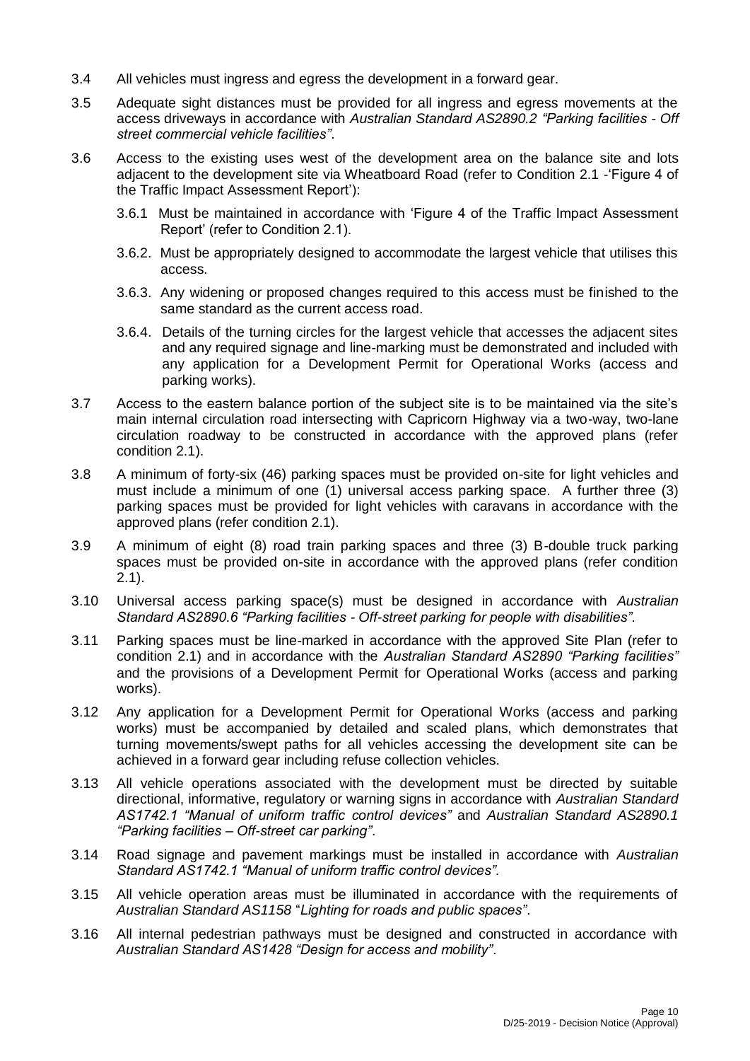3.4 All vehicles must ingress and egress the development in a forward gear.

3.5 Adequate sight distances must be provided for all ingress and egress movements at the access driveways in accordance with *Australian Standard AS2890.2 "Parking facilities - Off street commercial vehicle facilities"*.

3.6 Access to the existing uses west of the development area on the balance site and lots adjacent to the development site via Wheatboard Road (refer to Condition 2.1 -'Figure 4 of the Traffic Impact Assessment Report'):

 3.6.1 Must be maintained in accordance with 'Figure 4 of the Traffic Impact Assessment Report' (refer to Condition 2.1).

 3.6.2. Must be appropriately designed to accommodate the largest vehicle that utilises this access.

 3.6.3. Any widening or proposed changes required to this access must be finished to the same standard as the current access road.

 3.6.4. Details of the turning circles for the largest vehicle that accesses the adjacent sites and any required signage and line-marking must be demonstrated and included with any application for a Development Permit for Operational Works (access and parking works).

3.7 Access to the eastern balance portion of the subject site is to be maintained via the site's main internal circulation road intersecting with Capricorn Highway via a two-way, two-lane circulation roadway to be constructed in accordance with the approved plans (refer condition 2.1).

3.8 A minimum of forty-six (46) parking spaces must be provided on-site for light vehicles and must include a minimum of one (1) universal access parking space. A further three (3) parking spaces must be provided for light vehicles with caravans in accordance with the approved plans (refer condition 2.1).

3.9 A minimum of eight (8) road train parking spaces and three (3) B-double truck parking spaces must be provided on-site in accordance with the approved plans (refer condition 2.1).

3.10 Universal access parking space(s) must be designed in accordance with *Australian Standard AS2890.6 "Parking facilities - Off-street parking for people with disabilities".*

3.11 Parking spaces must be line-marked in accordance with the approved Site Plan (refer to condition 2.1) and in accordance with the *Australian Standard AS2890 "Parking facilities"* and the provisions of a Development Permit for Operational Works (access and parking works).

3.12 Any application for a Development Permit for Operational Works (access and parking works) must be accompanied by detailed and scaled plans, which demonstrates that turning movements/swept paths for all vehicles accessing the development site can be achieved in a forward gear including refuse collection vehicles.

3.13 All vehicle operations associated with the development must be directed by suitable directional, informative, regulatory or warning signs in accordance with *Australian Standard AS1742.1 "Manual of uniform traffic control devices"* and *Australian Standard AS2890.1 "Parking facilities – Off-street car parking"*.

3.14 Road signage and pavement markings must be installed in accordance with *Australian Standard AS1742.1 "Manual of uniform traffic control devices".*

3.15 All vehicle operation areas must be illuminated in accordance with the requirements of *Australian Standard AS1158 "Lighting for roads and public spaces"*.

3.16 All internal pedestrian pathways must be designed and constructed in accordance with *Australian Standard AS1428 "Design for access and mobility"*.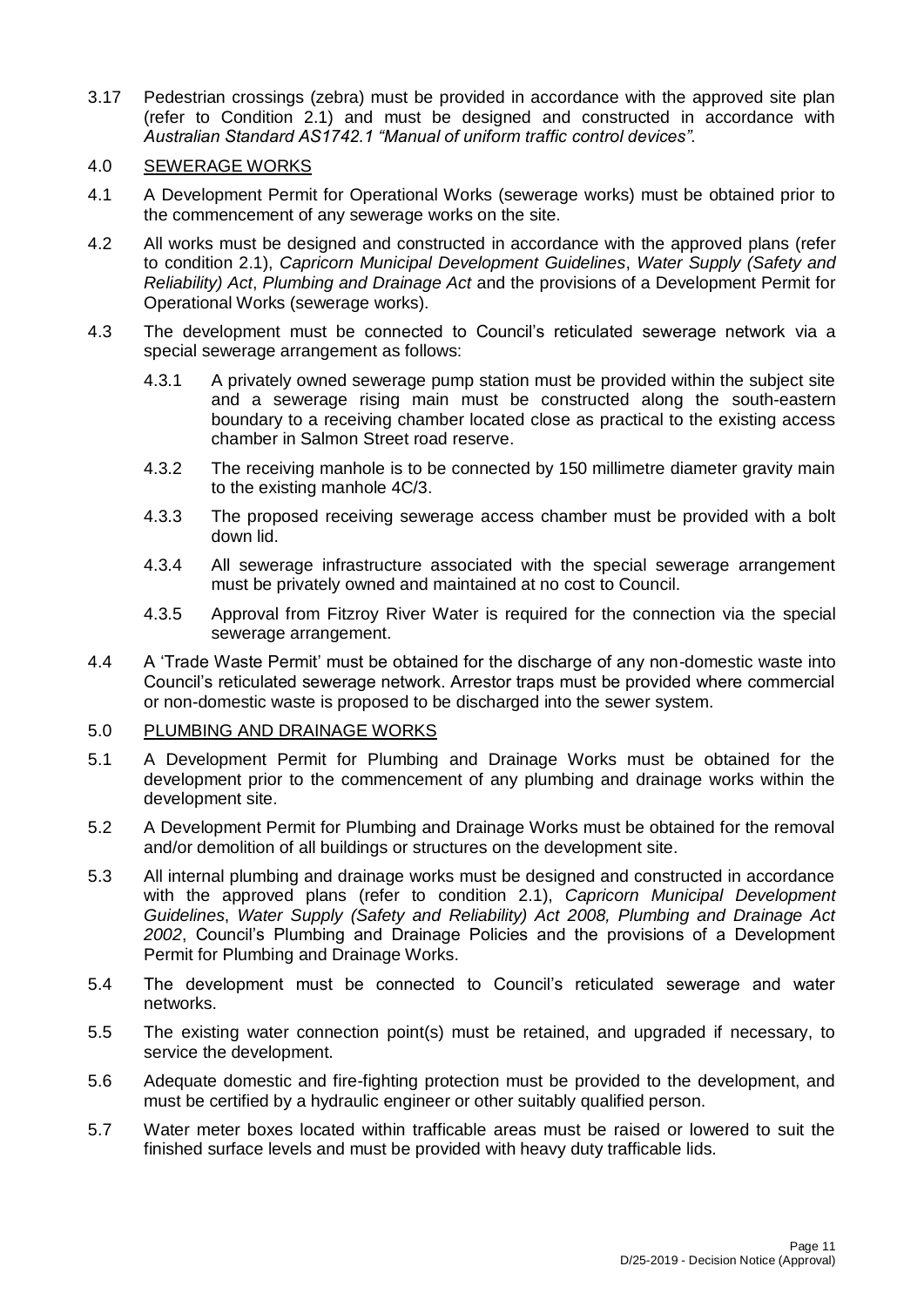3.17 Pedestrian crossings (zebra) must be provided in accordance with the approved site plan (refer to Condition 2.1) and must be designed and constructed in accordance with *Australian Standard AS1742.1 "Manual of uniform traffic control devices"*.

4.0 <u>SEWERAGE WORKS</u>

4.1 A Development Permit for Operational Works (sewerage works) must be obtained prior to the commencement of any sewerage works on the site.

4.2 All works must be designed and constructed in accordance with the approved plans (refer to condition 2.1), *Capricorn Municipal Development Guidelines*, *Water Supply (Safety and Reliability) Act*, *Plumbing and Drainage Act* and the provisions of a Development Permit for Operational Works (sewerage works).

4.3 The development must be connected to Council's reticulated sewerage network via a special sewerage arrangement as follows:

   4.3.1 A privately owned sewerage pump station must be provided within the subject site and a sewerage rising main must be constructed along the south-eastern boundary to a receiving chamber located close as practical to the existing access chamber in Salmon Street road reserve.

   4.3.2 The receiving manhole is to be connected by 150 millimetre diameter gravity main to the existing manhole 4C/3.

   4.3.3 The proposed receiving sewerage access chamber must be provided with a bolt down lid.

   4.3.4 All sewerage infrastructure associated with the special sewerage arrangement must be privately owned and maintained at no cost to Council.

   4.3.5 Approval from Fitzroy River Water is required for the connection via the special sewerage arrangement.

4.4 A 'Trade Waste Permit' must be obtained for the discharge of any non-domestic waste into Council's reticulated sewerage network. Arrestor traps must be provided where commercial or non-domestic waste is proposed to be discharged into the sewer system.

5.0 <u>PLUMBING AND DRAINAGE WORKS</u>

5.1 A Development Permit for Plumbing and Drainage Works must be obtained for the development prior to the commencement of any plumbing and drainage works within the development site.

5.2 A Development Permit for Plumbing and Drainage Works must be obtained for the removal and/or demolition of all buildings or structures on the development site.

5.3 All internal plumbing and drainage works must be designed and constructed in accordance with the approved plans (refer to condition 2.1), *Capricorn Municipal Development Guidelines*, *Water Supply (Safety and Reliability) Act 2008, Plumbing and Drainage Act 2002*, Council's Plumbing and Drainage Policies and the provisions of a Development Permit for Plumbing and Drainage Works.

5.4 The development must be connected to Council's reticulated sewerage and water networks.

5.5 The existing water connection point(s) must be retained, and upgraded if necessary, to service the development.

5.6 Adequate domestic and fire-fighting protection must be provided to the development, and must be certified by a hydraulic engineer or other suitably qualified person.

5.7 Water meter boxes located within trafficable areas must be raised or lowered to suit the finished surface levels and must be provided with heavy duty trafficable lids.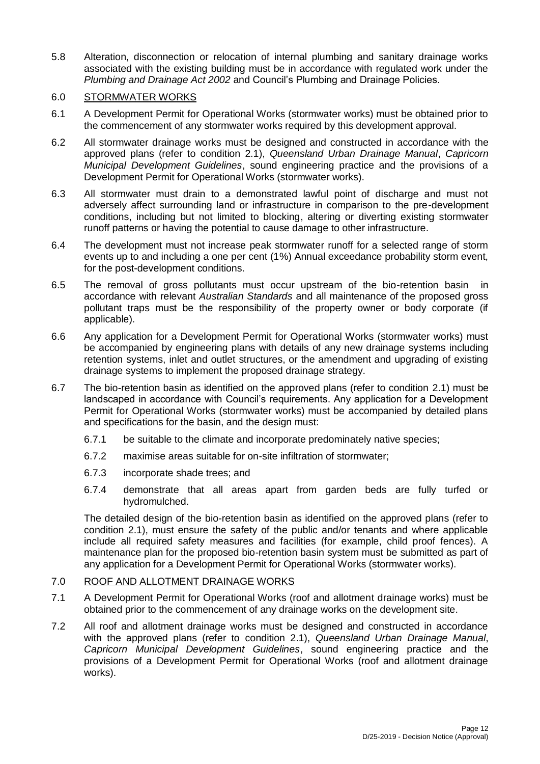5.8 Alteration, disconnection or relocation of internal plumbing and sanitary drainage works associated with the existing building must be in accordance with regulated work under the *Plumbing and Drainage Act 2002* and Council's Plumbing and Drainage Policies.

## 6.0 STORMWATER WORKS

6.1 A Development Permit for Operational Works (stormwater works) must be obtained prior to the commencement of any stormwater works required by this development approval.

6.2 All stormwater drainage works must be designed and constructed in accordance with the approved plans (refer to condition 2.1), *Queensland Urban Drainage Manual*, *Capricorn Municipal Development Guidelines*, sound engineering practice and the provisions of a Development Permit for Operational Works (stormwater works).

6.3 All stormwater must drain to a demonstrated lawful point of discharge and must not adversely affect surrounding land or infrastructure in comparison to the pre-development conditions, including but not limited to blocking, altering or diverting existing stormwater runoff patterns or having the potential to cause damage to other infrastructure.

6.4 The development must not increase peak stormwater runoff for a selected range of storm events up to and including a one per cent (1%) Annual exceedance probability storm event, for the post-development conditions.

6.5 The removal of gross pollutants must occur upstream of the bio-retention basin in accordance with relevant *Australian Standards* and all maintenance of the proposed gross pollutant traps must be the responsibility of the property owner or body corporate (if applicable).

6.6 Any application for a Development Permit for Operational Works (stormwater works) must be accompanied by engineering plans with details of any new drainage systems including retention systems, inlet and outlet structures, or the amendment and upgrading of existing drainage systems to implement the proposed drainage strategy.

6.7 The bio-retention basin as identified on the approved plans (refer to condition 2.1) must be landscaped in accordance with Council's requirements. Any application for a Development Permit for Operational Works (stormwater works) must be accompanied by detailed plans and specifications for the basin, and the design must:

- 6.7.1 be suitable to the climate and incorporate predominately native species;
- 6.7.2 maximise areas suitable for on-site infiltration of stormwater;
- 6.7.3 incorporate shade trees; and
- 6.7.4 demonstrate that all areas apart from garden beds are fully turfed or hydromulched.

The detailed design of the bio-retention basin as identified on the approved plans (refer to condition 2.1), must ensure the safety of the public and/or tenants and where applicable include all required safety measures and facilities (for example, child proof fences). A maintenance plan for the proposed bio-retention basin system must be submitted as part of any application for a Development Permit for Operational Works (stormwater works).

## 7.0 ROOF AND ALLOTMENT DRAINAGE WORKS

7.1 A Development Permit for Operational Works (roof and allotment drainage works) must be obtained prior to the commencement of any drainage works on the development site.

7.2 All roof and allotment drainage works must be designed and constructed in accordance with the approved plans (refer to condition 2.1), *Queensland Urban Drainage Manual*, *Capricorn Municipal Development Guidelines*, sound engineering practice and the provisions of a Development Permit for Operational Works (roof and allotment drainage works).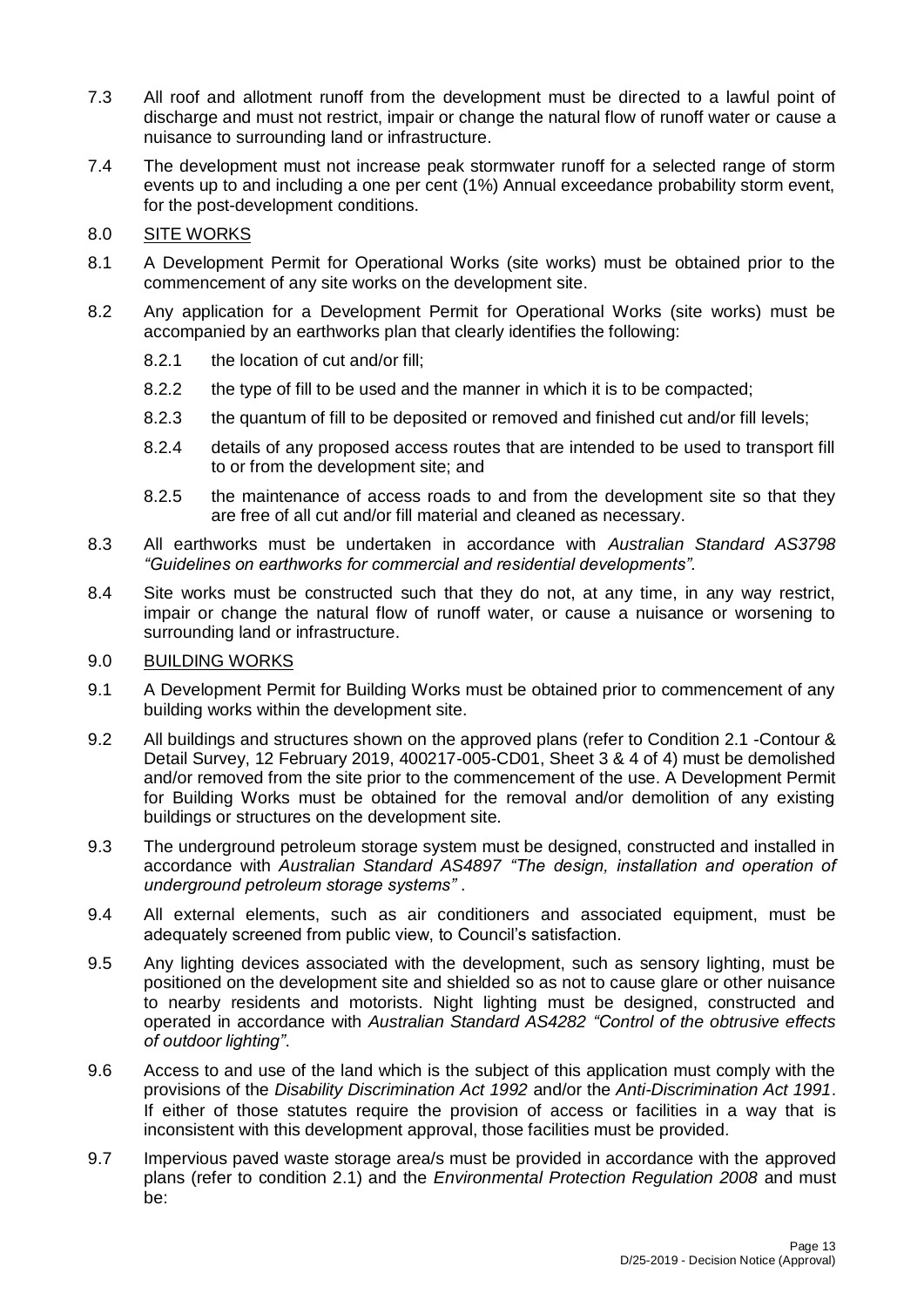7.3 All roof and allotment runoff from the development must be directed to a lawful point of discharge and must not restrict, impair or change the natural flow of runoff water or cause a nuisance to surrounding land or infrastructure.

7.4 The development must not increase peak stormwater runoff for a selected range of storm events up to and including a one per cent (1%) Annual exceedance probability storm event, for the post-development conditions.

8.0 <u>SITE WORKS</u>

8.1 A Development Permit for Operational Works (site works) must be obtained prior to the commencement of any site works on the development site.

8.2 Any application for a Development Permit for Operational Works (site works) must be accompanied by an earthworks plan that clearly identifies the following:

8.2.1 the location of cut and/or fill;

8.2.2 the type of fill to be used and the manner in which it is to be compacted;

8.2.3 the quantum of fill to be deposited or removed and finished cut and/or fill levels;

8.2.4 details of any proposed access routes that are intended to be used to transport fill to or from the development site; and

8.2.5 the maintenance of access roads to and from the development site so that they are free of all cut and/or fill material and cleaned as necessary.

8.3 All earthworks must be undertaken in accordance with *Australian Standard AS3798 "Guidelines on earthworks for commercial and residential developments".*

8.4 Site works must be constructed such that they do not, at any time, in any way restrict, impair or change the natural flow of runoff water, or cause a nuisance or worsening to surrounding land or infrastructure.

9.0 <u>BUILDING WORKS</u>

9.1 A Development Permit for Building Works must be obtained prior to commencement of any building works within the development site.

9.2 All buildings and structures shown on the approved plans (refer to Condition 2.1 -Contour & Detail Survey, 12 February 2019, 400217-005-CD01, Sheet 3 & 4 of 4) must be demolished and/or removed from the site prior to the commencement of the use. A Development Permit for Building Works must be obtained for the removal and/or demolition of any existing buildings or structures on the development site.

9.3 The underground petroleum storage system must be designed, constructed and installed in accordance with *Australian Standard AS4897 "The design, installation and operation of underground petroleum storage systems"* .

9.4 All external elements, such as air conditioners and associated equipment, must be adequately screened from public view, to Council's satisfaction.

9.5 Any lighting devices associated with the development, such as sensory lighting, must be positioned on the development site and shielded so as not to cause glare or other nuisance to nearby residents and motorists. Night lighting must be designed, constructed and operated in accordance with *Australian Standard AS4282 "Control of the obtrusive effects of outdoor lighting"*.

9.6 Access to and use of the land which is the subject of this application must comply with the provisions of the *Disability Discrimination Act 1992* and/or the *Anti-Discrimination Act 1991*. If either of those statutes require the provision of access or facilities in a way that is inconsistent with this development approval, those facilities must be provided.

9.7 Impervious paved waste storage area/s must be provided in accordance with the approved plans (refer to condition 2.1) and the *Environmental Protection Regulation 2008* and must be: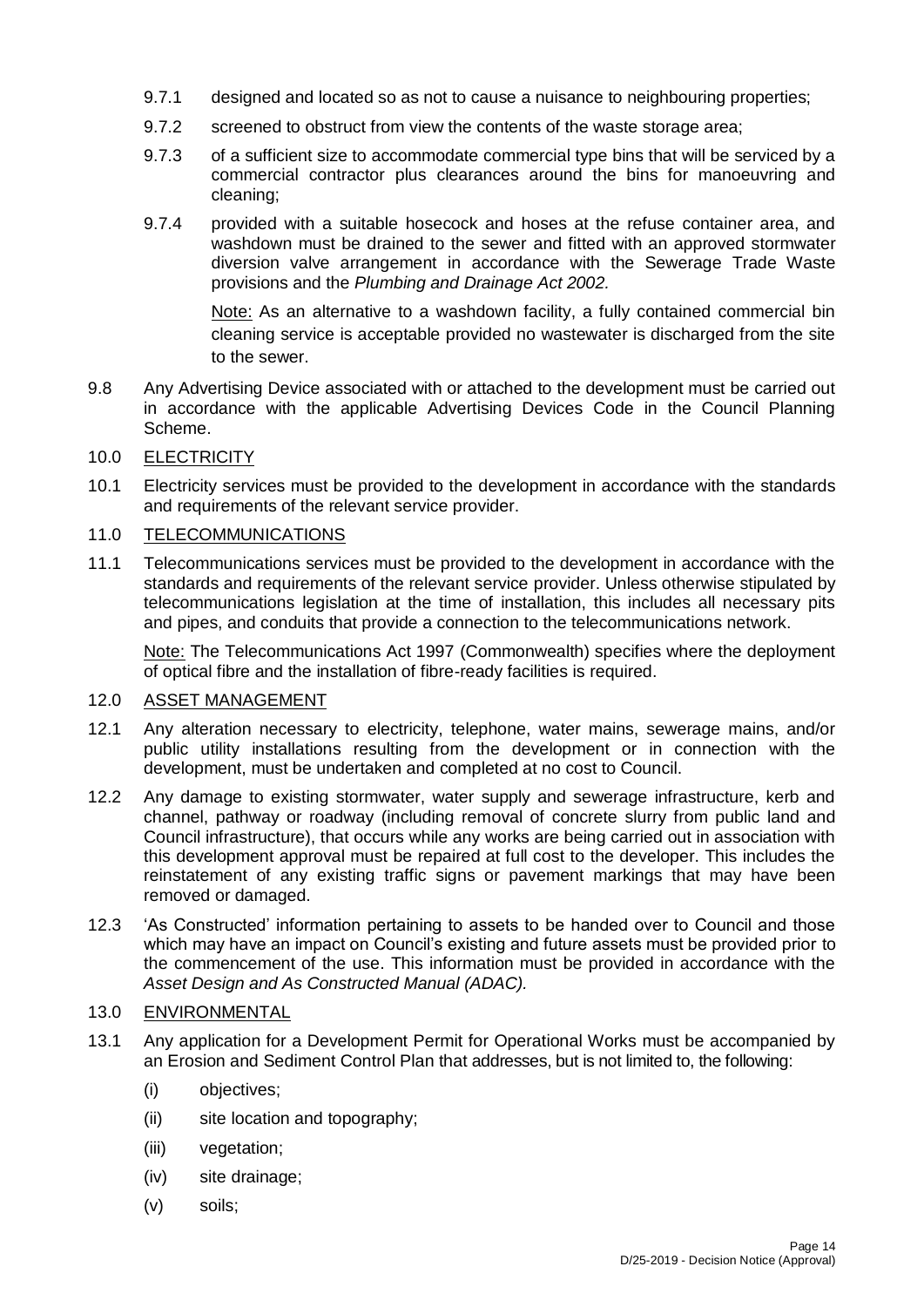9.7.1 designed and located so as not to cause a nuisance to neighbouring properties;

9.7.2 screened to obstruct from view the contents of the waste storage area;

9.7.3 of a sufficient size to accommodate commercial type bins that will be serviced by a commercial contractor plus clearances around the bins for manoeuvring and cleaning;

9.7.4 provided with a suitable hosecock and hoses at the refuse container area, and washdown must be drained to the sewer and fitted with an approved stormwater diversion valve arrangement in accordance with the Sewerage Trade Waste provisions and the *Plumbing and Drainage Act 2002*.

Note: As an alternative to a washdown facility, a fully contained commercial bin cleaning service is acceptable provided no wastewater is discharged from the site to the sewer.

9.8 Any Advertising Device associated with or attached to the development must be carried out in accordance with the applicable Advertising Devices Code in the Council Planning Scheme.

10.0 ELECTRICITY

10.1 Electricity services must be provided to the development in accordance with the standards and requirements of the relevant service provider.

11.0 TELECOMMUNICATIONS

11.1 Telecommunications services must be provided to the development in accordance with the standards and requirements of the relevant service provider. Unless otherwise stipulated by telecommunications legislation at the time of installation, this includes all necessary pits and pipes, and conduits that provide a connection to the telecommunications network.

Note: The Telecommunications Act 1997 (Commonwealth) specifies where the deployment of optical fibre and the installation of fibre-ready facilities is required.

12.0 ASSET MANAGEMENT

12.1 Any alteration necessary to electricity, telephone, water mains, sewerage mains, and/or public utility installations resulting from the development or in connection with the development, must be undertaken and completed at no cost to Council.

12.2 Any damage to existing stormwater, water supply and sewerage infrastructure, kerb and channel, pathway or roadway (including removal of concrete slurry from public land and Council infrastructure), that occurs while any works are being carried out in association with this development approval must be repaired at full cost to the developer. This includes the reinstatement of any existing traffic signs or pavement markings that may have been removed or damaged.

12.3 'As Constructed' information pertaining to assets to be handed over to Council and those which may have an impact on Council's existing and future assets must be provided prior to the commencement of the use. This information must be provided in accordance with the *Asset Design and As Constructed Manual (ADAC).*

13.0 ENVIRONMENTAL

13.1 Any application for a Development Permit for Operational Works must be accompanied by an Erosion and Sediment Control Plan that addresses, but is not limited to, the following:

(i) objectives;

(ii) site location and topography;

(iii) vegetation;

(iv) site drainage;

(v) soils;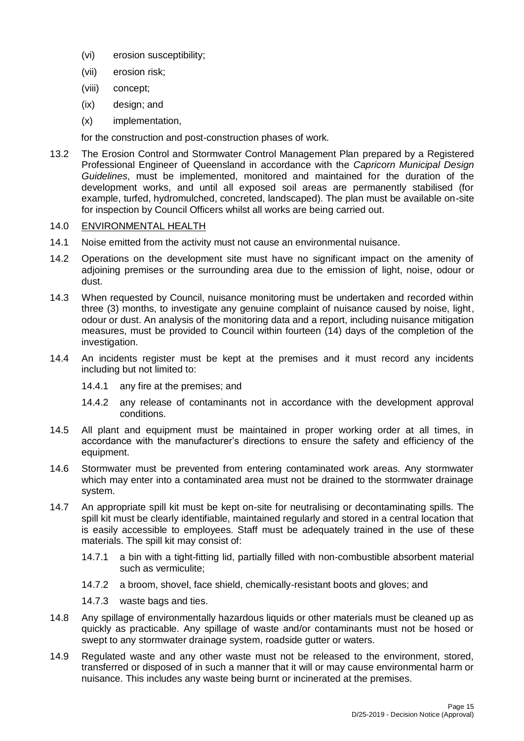(vi) erosion susceptibility;

(vii) erosion risk;

(viii) concept;

(ix) design; and

(x) implementation,

for the construction and post-construction phases of work.

13.2 The Erosion Control and Stormwater Control Management Plan prepared by a Registered Professional Engineer of Queensland in accordance with the *Capricorn Municipal Design Guidelines*, must be implemented, monitored and maintained for the duration of the development works, and until all exposed soil areas are permanently stabilised (for example, turfed, hydromulched, concreted, landscaped). The plan must be available on-site for inspection by Council Officers whilst all works are being carried out.

14.0 ENVIRONMENTAL HEALTH

14.1 Noise emitted from the activity must not cause an environmental nuisance.

14.2 Operations on the development site must have no significant impact on the amenity of adjoining premises or the surrounding area due to the emission of light, noise, odour or dust.

14.3 When requested by Council, nuisance monitoring must be undertaken and recorded within three (3) months, to investigate any genuine complaint of nuisance caused by noise, light, odour or dust. An analysis of the monitoring data and a report, including nuisance mitigation measures, must be provided to Council within fourteen (14) days of the completion of the investigation.

14.4 An incidents register must be kept at the premises and it must record any incidents including but not limited to:

14.4.1 any fire at the premises; and

14.4.2 any release of contaminants not in accordance with the development approval conditions.

14.5 All plant and equipment must be maintained in proper working order at all times, in accordance with the manufacturer's directions to ensure the safety and efficiency of the equipment.

14.6 Stormwater must be prevented from entering contaminated work areas. Any stormwater which may enter into a contaminated area must not be drained to the stormwater drainage system.

14.7 An appropriate spill kit must be kept on-site for neutralising or decontaminating spills. The spill kit must be clearly identifiable, maintained regularly and stored in a central location that is easily accessible to employees. Staff must be adequately trained in the use of these materials. The spill kit may consist of:

14.7.1 a bin with a tight-fitting lid, partially filled with non-combustible absorbent material such as vermiculite;

14.7.2 a broom, shovel, face shield, chemically-resistant boots and gloves; and

14.7.3 waste bags and ties.

14.8 Any spillage of environmentally hazardous liquids or other materials must be cleaned up as quickly as practicable. Any spillage of waste and/or contaminants must not be hosed or swept to any stormwater drainage system, roadside gutter or waters.

14.9 Regulated waste and any other waste must not be released to the environment, stored, transferred or disposed of in such a manner that it will or may cause environmental harm or nuisance. This includes any waste being burnt or incinerated at the premises.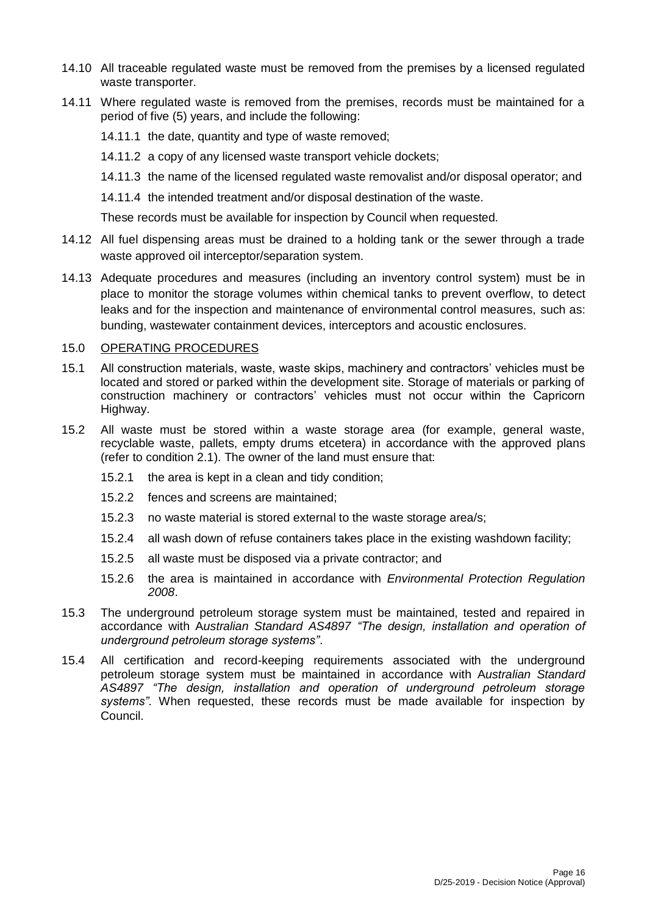14.10 All traceable regulated waste must be removed from the premises by a licensed regulated waste transporter.

14.11 Where regulated waste is removed from the premises, records must be maintained for a period of five (5) years, and include the following:

14.11.1 the date, quantity and type of waste removed;

14.11.2 a copy of any licensed waste transport vehicle dockets;

14.11.3 the name of the licensed regulated waste removalist and/or disposal operator; and

14.11.4 the intended treatment and/or disposal destination of the waste.

These records must be available for inspection by Council when requested.

14.12 All fuel dispensing areas must be drained to a holding tank or the sewer through a trade waste approved oil interceptor/separation system.

14.13 Adequate procedures and measures (including an inventory control system) must be in place to monitor the storage volumes within chemical tanks to prevent overflow, to detect leaks and for the inspection and maintenance of environmental control measures, such as: bunding, wastewater containment devices, interceptors and acoustic enclosures.

15.0 OPERATING PROCEDURES

15.1 All construction materials, waste, waste skips, machinery and contractors' vehicles must be located and stored or parked within the development site. Storage of materials or parking of construction machinery or contractors' vehicles must not occur within the Capricorn Highway.

15.2 All waste must be stored within a waste storage area (for example, general waste, recyclable waste, pallets, empty drums etcetera) in accordance with the approved plans (refer to condition 2.1). The owner of the land must ensure that:

15.2.1 the area is kept in a clean and tidy condition;

15.2.2 fences and screens are maintained;

15.2.3 no waste material is stored external to the waste storage area/s;

15.2.4 all wash down of refuse containers takes place in the existing washdown facility;

15.2.5 all waste must be disposed via a private contractor; and

15.2.6 the area is maintained in accordance with *Environmental Protection Regulation 2008*.

15.3 The underground petroleum storage system must be maintained, tested and repaired in accordance with A*ustralian Standard AS4897 "The design, installation and operation of underground petroleum storage systems"*.

15.4 All certification and record-keeping requirements associated with the underground petroleum storage system must be maintained in accordance with A*ustralian Standard AS4897 "The design, installation and operation of underground petroleum storage systems".* When requested, these records must be made available for inspection by Council.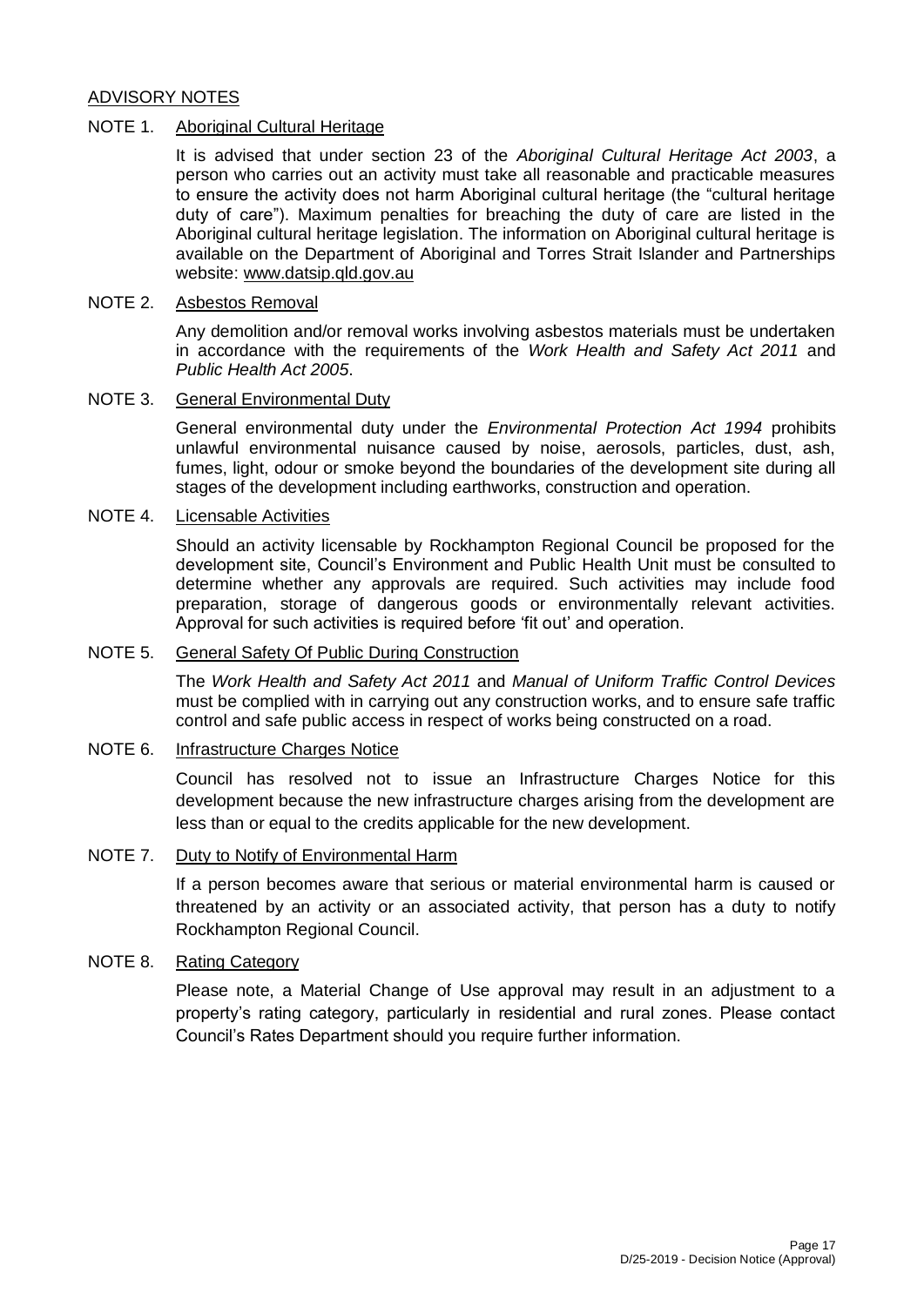## ADVISORY NOTES

### NOTE 1. Aboriginal Cultural Heritage

It is advised that under section 23 of the *Aboriginal Cultural Heritage Act 2003*, a person who carries out an activity must take all reasonable and practicable measures to ensure the activity does not harm Aboriginal cultural heritage (the "cultural heritage duty of care"). Maximum penalties for breaching the duty of care are listed in the Aboriginal cultural heritage legislation. The information on Aboriginal cultural heritage is available on the Department of Aboriginal and Torres Strait Islander and Partnerships website: www.datsip.qld.gov.au

### NOTE 2. Asbestos Removal

Any demolition and/or removal works involving asbestos materials must be undertaken in accordance with the requirements of the *Work Health and Safety Act 2011* and *Public Health Act 2005*.

### NOTE 3. General Environmental Duty

General environmental duty under the *Environmental Protection Act 1994* prohibits unlawful environmental nuisance caused by noise, aerosols, particles, dust, ash, fumes, light, odour or smoke beyond the boundaries of the development site during all stages of the development including earthworks, construction and operation.

### NOTE 4. Licensable Activities

Should an activity licensable by Rockhampton Regional Council be proposed for the development site, Council's Environment and Public Health Unit must be consulted to determine whether any approvals are required. Such activities may include food preparation, storage of dangerous goods or environmentally relevant activities. Approval for such activities is required before 'fit out' and operation.

### NOTE 5. General Safety Of Public During Construction

The *Work Health and Safety Act 2011* and *Manual of Uniform Traffic Control Devices* must be complied with in carrying out any construction works, and to ensure safe traffic control and safe public access in respect of works being constructed on a road.

### NOTE 6. Infrastructure Charges Notice

Council has resolved not to issue an Infrastructure Charges Notice for this development because the new infrastructure charges arising from the development are less than or equal to the credits applicable for the new development.

### NOTE 7. Duty to Notify of Environmental Harm

If a person becomes aware that serious or material environmental harm is caused or threatened by an activity or an associated activity, that person has a duty to notify Rockhampton Regional Council.

### NOTE 8. Rating Category

Please note, a Material Change of Use approval may result in an adjustment to a property's rating category, particularly in residential and rural zones. Please contact Council's Rates Department should you require further information.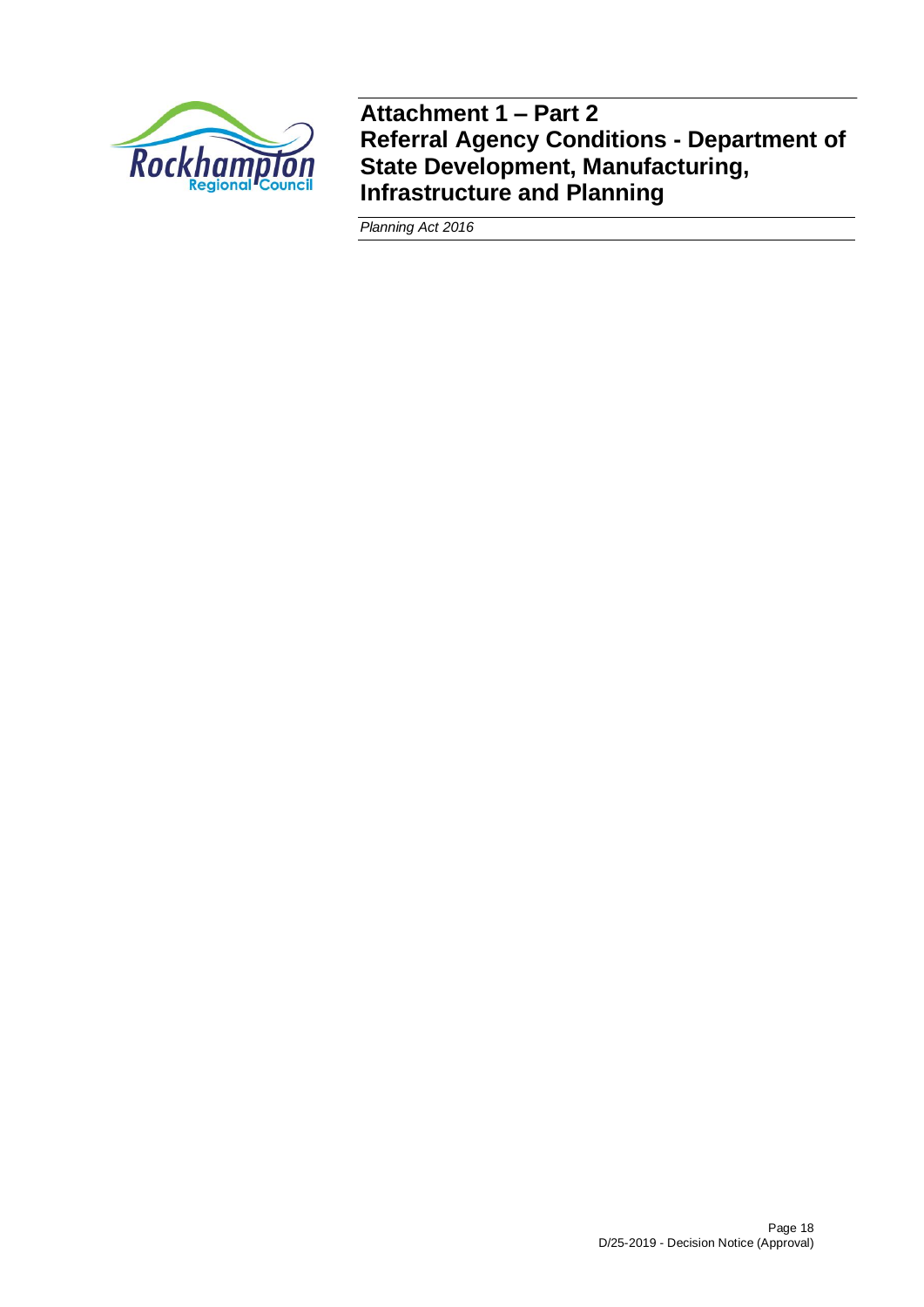# Attachment 1 – Part 2
# Referral Agency Conditions - Department of State Development, Manufacturing, Infrastructure and Planning

*Planning Act 2016*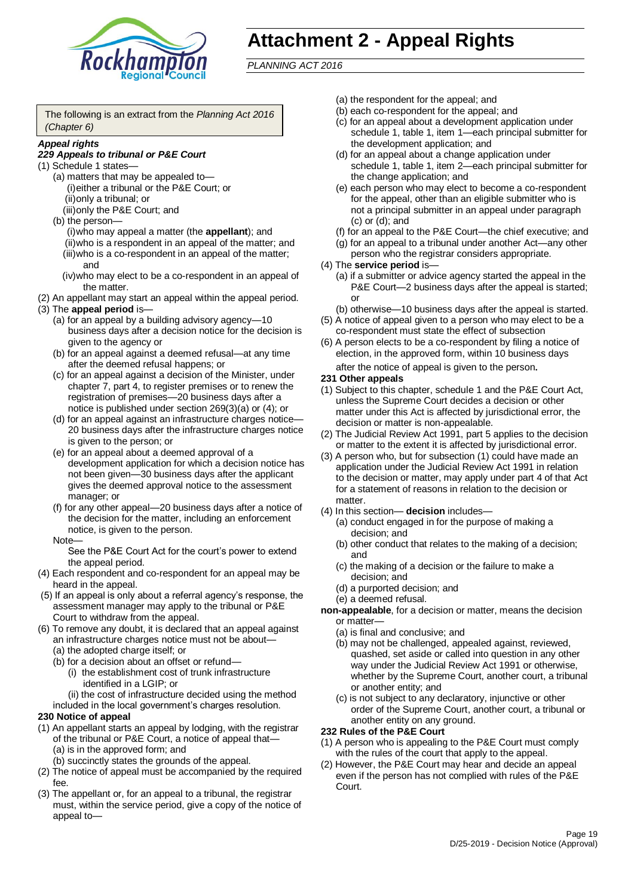# Attachment 2 - Appeal Rights

*PLANNING ACT 2016*

The following is an extract from the *Planning Act 2016 (Chapter 6)*

***Appeal rights***

***229 Appeals to tribunal or P&E Court***

(1) Schedule 1 states—

(a) matters that may be appealed to—

(i) either a tribunal or the P&E Court; or

(ii) only a tribunal; or

(iii) only the P&E Court; and

(b) the person—

(i) who may appeal a matter (the **appellant**); and

(ii) who is a respondent in an appeal of the matter; and

(iii) who is a co-respondent in an appeal of the matter; and

(iv) who may elect to be a co-respondent in an appeal of the matter.

(2) An appellant may start an appeal within the appeal period.

(3) The **appeal period** is—

(a) for an appeal by a building advisory agency—10 business days after a decision notice for the decision is given to the agency or

(b) for an appeal against a deemed refusal—at any time after the deemed refusal happens; or

(c) for an appeal against a decision of the Minister, under chapter 7, part 4, to register premises or to renew the registration of premises—20 business days after a notice is published under section 269(3)(a) or (4); or

(d) for an appeal against an infrastructure charges notice—20 business days after the infrastructure charges notice is given to the person; or

(e) for an appeal about a deemed approval of a development application for which a decision notice has not been given—30 business days after the applicant gives the deemed approval notice to the assessment manager; or

(f) for any other appeal—20 business days after a notice of the decision for the matter, including an enforcement notice, is given to the person.

Note—

See the P&E Court Act for the court's power to extend the appeal period.

(4) Each respondent and co-respondent for an appeal may be heard in the appeal.

(5) If an appeal is only about a referral agency's response, the assessment manager may apply to the tribunal or P&E Court to withdraw from the appeal.

(6) To remove any doubt, it is declared that an appeal against an infrastructure charges notice must not be about—

(a) the adopted charge itself; or

(b) for a decision about an offset or refund—

(i) the establishment cost of trunk infrastructure identified in a LGIP; or

(ii) the cost of infrastructure decided using the method included in the local government's charges resolution.

**230 Notice of appeal**

(1) An appellant starts an appeal by lodging, with the registrar of the tribunal or P&E Court, a notice of appeal that—

(a) is in the approved form; and

(b) succinctly states the grounds of the appeal.

(2) The notice of appeal must be accompanied by the required fee.

(3) The appellant or, for an appeal to a tribunal, the registrar must, within the service period, give a copy of the notice of appeal to—

(a) the respondent for the appeal; and

(b) each co-respondent for the appeal; and

(c) for an appeal about a development application under schedule 1, table 1, item 1—each principal submitter for the development application; and

(d) for an appeal about a change application under schedule 1, table 1, item 2—each principal submitter for the change application; and

(e) each person who may elect to become a co-respondent for the appeal, other than an eligible submitter who is not a principal submitter in an appeal under paragraph (c) or (d); and

(f) for an appeal to the P&E Court—the chief executive; and

(g) for an appeal to a tribunal under another Act—any other person who the registrar considers appropriate.

(4) The **service period** is—

(a) if a submitter or advice agency started the appeal in the P&E Court—2 business days after the appeal is started; or

(b) otherwise—10 business days after the appeal is started.

(5) A notice of appeal given to a person who may elect to be a co-respondent must state the effect of subsection

(6) A person elects to be a co-respondent by filing a notice of election, in the approved form, within 10 business days after the notice of appeal is given to the person**.**

**231 Other appeals**

(1) Subject to this chapter, schedule 1 and the P&E Court Act, unless the Supreme Court decides a decision or other matter under this Act is affected by jurisdictional error, the decision or matter is non-appealable.

(2) The Judicial Review Act 1991, part 5 applies to the decision or matter to the extent it is affected by jurisdictional error.

(3) A person who, but for subsection (1) could have made an application under the Judicial Review Act 1991 in relation to the decision or matter, may apply under part 4 of that Act for a statement of reasons in relation to the decision or matter.

(4) In this section— **decision** includes—

(a) conduct engaged in for the purpose of making a decision; and

(b) other conduct that relates to the making of a decision; and

(c) the making of a decision or the failure to make a decision; and

(d) a purported decision; and

(e) a deemed refusal.

**non-appealable**, for a decision or matter, means the decision or matter—

(a) is final and conclusive; and

(b) may not be challenged, appealed against, reviewed, quashed, set aside or called into question in any other way under the Judicial Review Act 1991 or otherwise, whether by the Supreme Court, another court, a tribunal or another entity; and

(c) is not subject to any declaratory, injunctive or other order of the Supreme Court, another court, a tribunal or another entity on any ground.

**232 Rules of the P&E Court**

(1) A person who is appealing to the P&E Court must comply with the rules of the court that apply to the appeal.

(2) However, the P&E Court may hear and decide an appeal even if the person has not complied with rules of the P&E Court.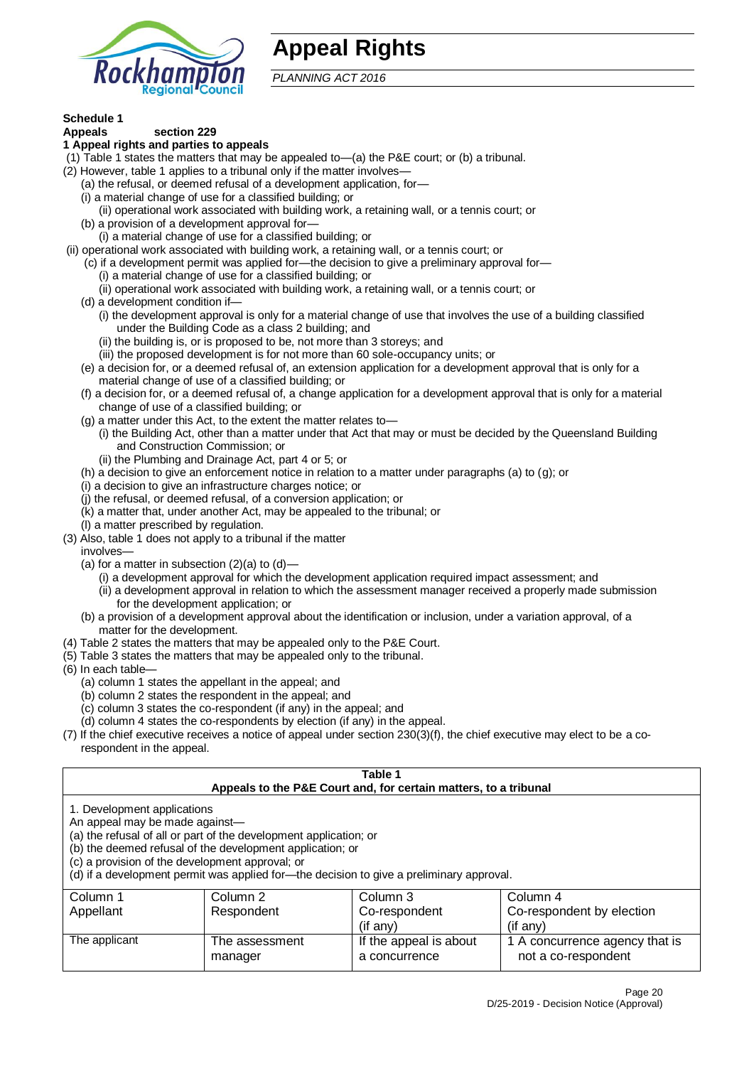# Appeal Rights

*PLANNING ACT 2016*

**Schedule 1**
**Appeals section 229**
**1 Appeal rights and parties to appeals**

(1) Table 1 states the matters that may be appealed to—(a) the P&E court; or (b) a tribunal.
(2) However, table 1 applies to a tribunal only if the matter involves—
(a) the refusal, or deemed refusal of a development application, for—
(i) a material change of use for a classified building; or
(ii) operational work associated with building work, a retaining wall, or a tennis court; or
(b) a provision of a development approval for—
(i) a material change of use for a classified building; or
(ii) operational work associated with building work, a retaining wall, or a tennis court; or
(c) if a development permit was applied for—the decision to give a preliminary approval for—
(i) a material change of use for a classified building; or
(ii) operational work associated with building work, a retaining wall, or a tennis court; or
(d) a development condition if—
(i) the development approval is only for a material change of use that involves the use of a building classified under the Building Code as a class 2 building; and
(ii) the building is, or is proposed to be, not more than 3 storeys; and
(iii) the proposed development is for not more than 60 sole-occupancy units; or
(e) a decision for, or a deemed refusal of, an extension application for a development approval that is only for a material change of use of a classified building; or
(f) a decision for, or a deemed refusal of, a change application for a development approval that is only for a material change of use of a classified building; or
(g) a matter under this Act, to the extent the matter relates to—
(i) the Building Act, other than a matter under that Act that may or must be decided by the Queensland Building and Construction Commission; or
(ii) the Plumbing and Drainage Act, part 4 or 5; or
(h) a decision to give an enforcement notice in relation to a matter under paragraphs (a) to (g); or
(i) a decision to give an infrastructure charges notice; or
(j) the refusal, or deemed refusal, of a conversion application; or
(k) a matter that, under another Act, may be appealed to the tribunal; or
(l) a matter prescribed by regulation.
(3) Also, table 1 does not apply to a tribunal if the matter involves—
(a) for a matter in subsection (2)(a) to (d)—
(i) a development approval for which the development application required impact assessment; and
(ii) a development approval in relation to which the assessment manager received a properly made submission for the development application; or
(b) a provision of a development approval about the identification or inclusion, under a variation approval, of a matter for the development.
(4) Table 2 states the matters that may be appealed only to the P&E Court.
(5) Table 3 states the matters that may be appealed only to the tribunal.
(6) In each table—
(a) column 1 states the appellant in the appeal; and
(b) column 2 states the respondent in the appeal; and
(c) column 3 states the co-respondent (if any) in the appeal; and
(d) column 4 states the co-respondents by election (if any) in the appeal.
(7) If the chief executive receives a notice of appeal under section 230(3)(f), the chief executive may elect to be a co-respondent in the appeal.

**Table 1**
**Appeals to the P&E Court and, for certain matters, to a tribunal**

1. Development applications
An appeal may be made against—
(a) the refusal of all or part of the development application; or
(b) the deemed refusal of the development application; or
(c) a provision of the development approval; or
(d) if a development permit was applied for—the decision to give a preliminary approval.

| Column 1<br>Appellant | Column 2<br>Respondent | Column 3<br>Co-respondent<br>(if any) | Column 4<br>Co-respondent by election<br>(if any) |
|---|---|---|---|
| The applicant | The assessment manager | If the appeal is about a concurrence | 1 A concurrence agency that is not a co-respondent |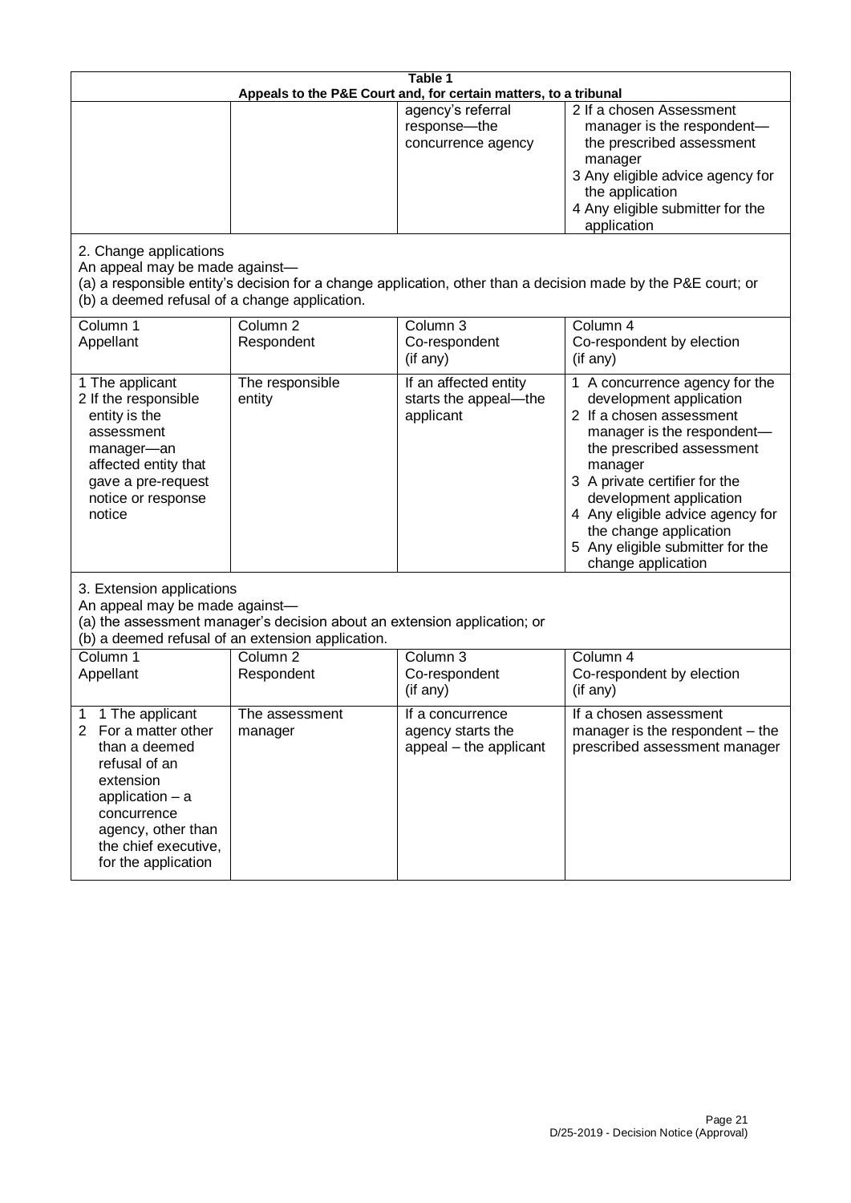| Table 1 | | | |
|---|---|---|---|
| **Appeals to the P&E Court and, for certain matters, to a tribunal** | | | |
| | | agency's referral response—the concurrence agency | 2 If a chosen Assessment manager is the respondent—the prescribed assessment manager<br>3 Any eligible advice agency for the application<br>4 Any eligible submitter for the application |

2. Change applications

An appeal may be made against—

(a) a responsible entity's decision for a change application, other than a decision made by the P&E court; or

(b) a deemed refusal of a change application.

| Column 1<br>Appellant | Column 2<br>Respondent | Column 3<br>Co-respondent<br>(if any) | Column 4<br>Co-respondent by election<br>(if any) |
|---|---|---|---|
| 1 The applicant<br>2 If the responsible entity is the assessment manager—an affected entity that gave a pre-request notice or response notice | The responsible entity | If an affected entity starts the appeal—the applicant | 1 A concurrence agency for the development application<br>2 If a chosen assessment manager is the respondent—the prescribed assessment manager<br>3 A private certifier for the development application<br>4 Any eligible advice agency for the change application<br>5 Any eligible submitter for the change application |

3. Extension applications

An appeal may be made against—

(a) the assessment manager's decision about an extension application; or

(b) a deemed refusal of an extension application.

| Column 1<br>Appellant | Column 2<br>Respondent | Column 3<br>Co-respondent<br>(if any) | Column 4<br>Co-respondent by election<br>(if any) |
|---|---|---|---|
| 1 1 The applicant<br>2 For a matter other than a deemed refusal of an extension application – a concurrence agency, other than the chief executive, for the application | The assessment manager | If a concurrence agency starts the appeal – the applicant | If a chosen assessment manager is the respondent – the prescribed assessment manager |

D/25-2019 - Decision Notice (Approval)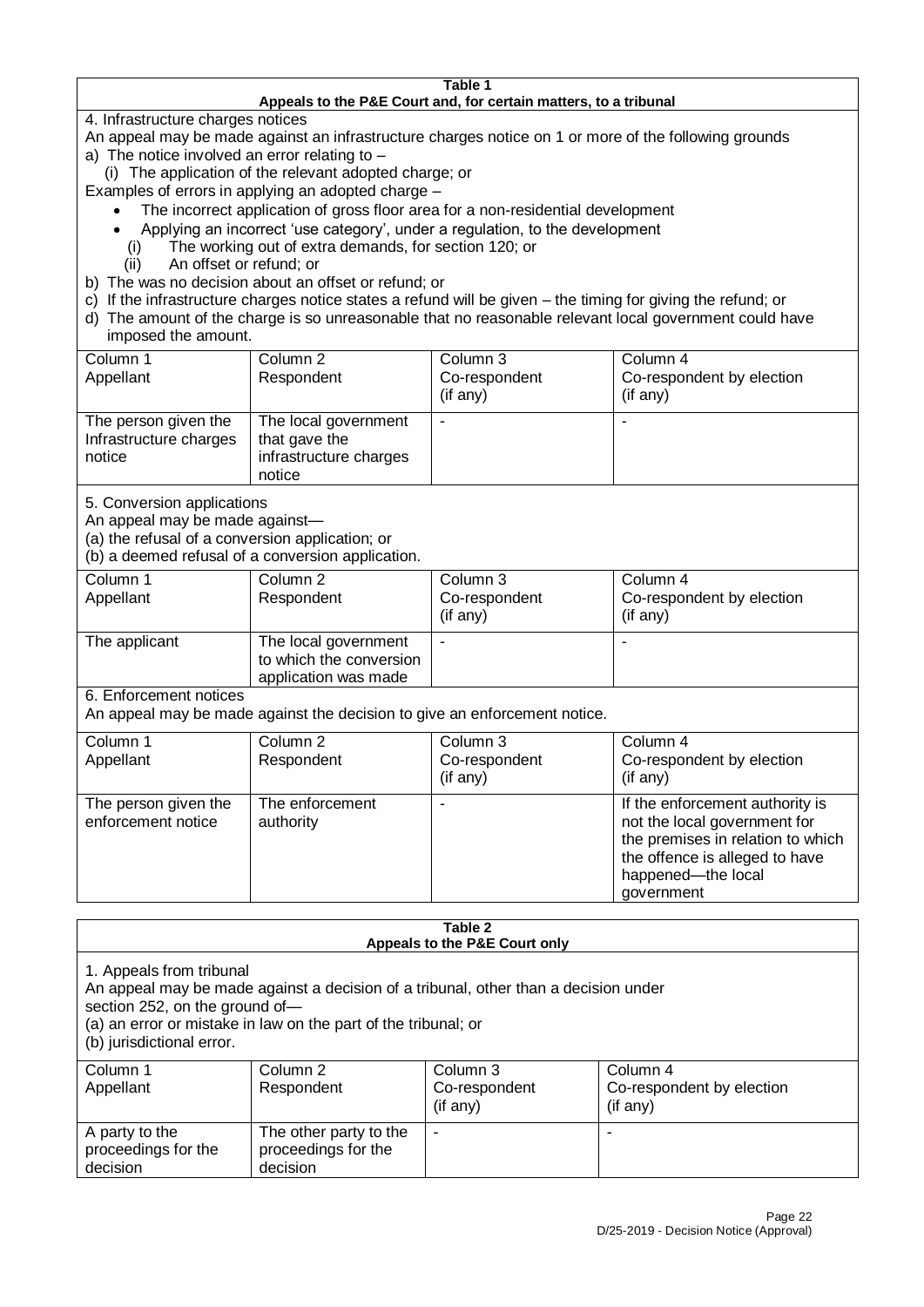**Table 1**
**Appeals to the P&E Court and, for certain matters, to a tribunal**

4. Infrastructure charges notices

An appeal may be made against an infrastructure charges notice on 1 or more of the following grounds

a) The notice involved an error relating to –

   (i) The application of the relevant adopted charge; or

Examples of errors in applying an adopted charge –

- The incorrect application of gross floor area for a non-residential development
- Applying an incorrect 'use category', under a regulation, to the development

   (i) The working out of extra demands, for section 120; or

   (ii) An offset or refund; or

b) The was no decision about an offset or refund; or

c) If the infrastructure charges notice states a refund will be given – the timing for giving the refund; or

d) The amount of the charge is so unreasonable that no reasonable relevant local government could have imposed the amount.

| Column 1<br>Appellant | Column 2<br>Respondent | Column 3<br>Co-respondent<br>(if any) | Column 4<br>Co-respondent by election<br>(if any) |
|---|---|---|---|
| The person given the Infrastructure charges notice | The local government that gave the infrastructure charges notice | - | - |

5. Conversion applications

An appeal may be made against—

(a) the refusal of a conversion application; or

(b) a deemed refusal of a conversion application.

| Column 1<br>Appellant | Column 2<br>Respondent | Column 3<br>Co-respondent<br>(if any) | Column 4<br>Co-respondent by election<br>(if any) |
|---|---|---|---|
| The applicant | The local government to which the conversion application was made | - | - |

6. Enforcement notices

An appeal may be made against the decision to give an enforcement notice.

| Column 1<br>Appellant | Column 2<br>Respondent | Column 3<br>Co-respondent<br>(if any) | Column 4<br>Co-respondent by election<br>(if any) |
|---|---|---|---|
| The person given the enforcement notice | The enforcement authority | - | If the enforcement authority is not the local government for the premises in relation to which the offence is alleged to have happened—the local government |

**Table 2**
**Appeals to the P&E Court only**

1. Appeals from tribunal

An appeal may be made against a decision of a tribunal, other than a decision under section 252, on the ground of—

(a) an error or mistake in law on the part of the tribunal; or

(b) jurisdictional error.

| Column 1<br>Appellant | Column 2<br>Respondent | Column 3<br>Co-respondent<br>(if any) | Column 4<br>Co-respondent by election<br>(if any) |
|---|---|---|---|
| A party to the proceedings for the decision | The other party to the proceedings for the decision | - | - |

D/25-2019 - Decision Notice (Approval)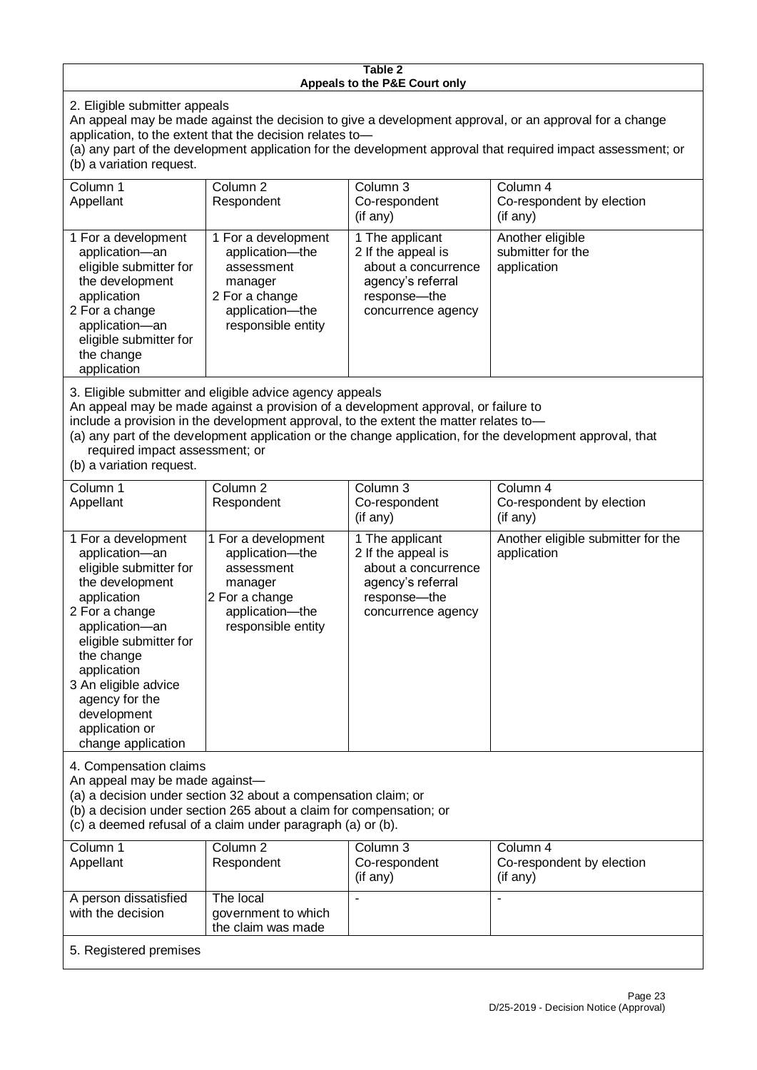**Table 2**
**Appeals to the P&E Court only**

2. Eligible submitter appeals

An appeal may be made against the decision to give a development approval, or an approval for a change application, to the extent that the decision relates to—

(a) any part of the development application for the development approval that required impact assessment; or

(b) a variation request.

| Column 1 Appellant | Column 2 Respondent | Column 3 Co-respondent (if any) | Column 4 Co-respondent by election (if any) |
|---|---|---|---|
| 1 For a development application—an eligible submitter for the development application<br>2 For a change application—an eligible submitter for the change application | 1 For a development application—the assessment manager<br>2 For a change application—the responsible entity | 1 The applicant<br>2 If the appeal is about a concurrence agency's referral response—the concurrence agency | Another eligible submitter for the application |

3. Eligible submitter and eligible advice agency appeals

An appeal may be made against a provision of a development approval, or failure to include a provision in the development approval, to the extent the matter relates to—

(a) any part of the development application or the change application, for the development approval, that required impact assessment; or

(b) a variation request.

| Column 1 Appellant | Column 2 Respondent | Column 3 Co-respondent (if any) | Column 4 Co-respondent by election (if any) |
|---|---|---|---|
| 1 For a development application—an eligible submitter for the development application<br>2 For a change application—an eligible submitter for the change application<br>3 An eligible advice agency for the development application or change application | 1 For a development application—the assessment manager<br>2 For a change application—the responsible entity | 1 The applicant<br>2 If the appeal is about a concurrence agency's referral response—the concurrence agency | Another eligible submitter for the application |

4. Compensation claims

An appeal may be made against—

(a) a decision under section 32 about a compensation claim; or

(b) a decision under section 265 about a claim for compensation; or

(c) a deemed refusal of a claim under paragraph (a) or (b).

| Column 1 Appellant | Column 2 Respondent | Column 3 Co-respondent (if any) | Column 4 Co-respondent by election (if any) |
|---|---|---|---|
| A person dissatisfied with the decision | The local government to which the claim was made | - | - |

5. Registered premises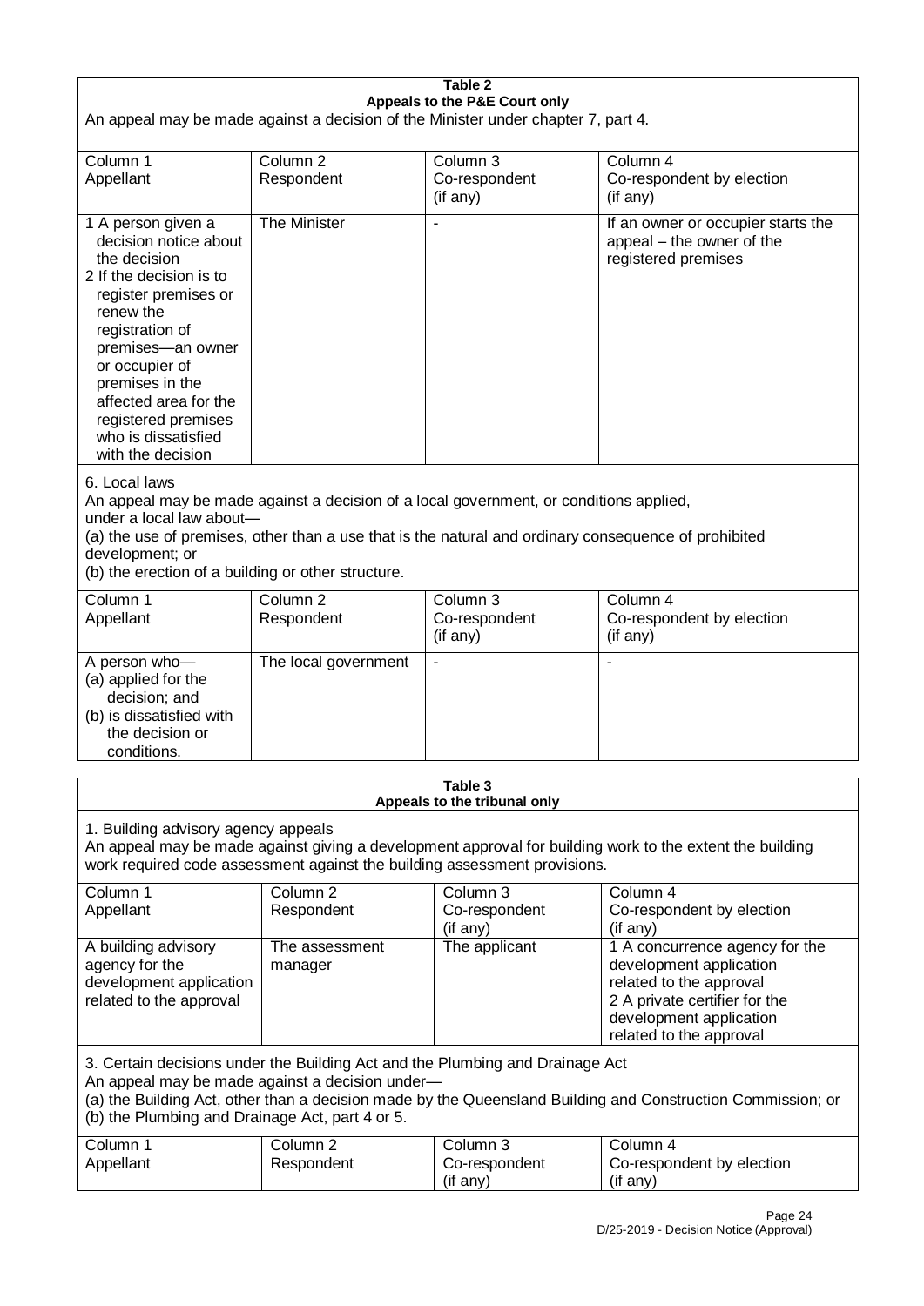**Table 2**
**Appeals to the P&E Court only**

An appeal may be made against a decision of the Minister under chapter 7, part 4.

| Column 1<br>Appellant | Column 2<br>Respondent | Column 3<br>Co-respondent<br>(if any) | Column 4<br>Co-respondent by election<br>(if any) |
|---|---|---|---|
| 1 A person given a decision notice about the decision<br>2 If the decision is to register premises or renew the registration of premises—an owner or occupier of premises in the affected area for the registered premises who is dissatisfied with the decision | The Minister | - | If an owner or occupier starts the appeal – the owner of the registered premises |

6. Local laws

An appeal may be made against a decision of a local government, or conditions applied, under a local law about—

(a) the use of premises, other than a use that is the natural and ordinary consequence of prohibited development; or

(b) the erection of a building or other structure.

| Column 1<br>Appellant | Column 2<br>Respondent | Column 3<br>Co-respondent<br>(if any) | Column 4<br>Co-respondent by election<br>(if any) |
|---|---|---|---|
| A person who—<br>(a) applied for the decision; and<br>(b) is dissatisfied with the decision or conditions. | The local government | - | - |

**Table 3**
**Appeals to the tribunal only**

1. Building advisory agency appeals

An appeal may be made against giving a development approval for building work to the extent the building work required code assessment against the building assessment provisions.

| Column 1<br>Appellant | Column 2<br>Respondent | Column 3<br>Co-respondent<br>(if any) | Column 4<br>Co-respondent by election<br>(if any) |
|---|---|---|---|
| A building advisory agency for the development application related to the approval | The assessment manager | The applicant | 1 A concurrence agency for the development application related to the approval<br>2 A private certifier for the development application related to the approval |

3. Certain decisions under the Building Act and the Plumbing and Drainage Act

An appeal may be made against a decision under—

(a) the Building Act, other than a decision made by the Queensland Building and Construction Commission; or

(b) the Plumbing and Drainage Act, part 4 or 5.

| Column 1<br>Appellant | Column 2<br>Respondent | Column 3<br>Co-respondent<br>(if any) | Column 4<br>Co-respondent by election<br>(if any) |
|---|---|---|---|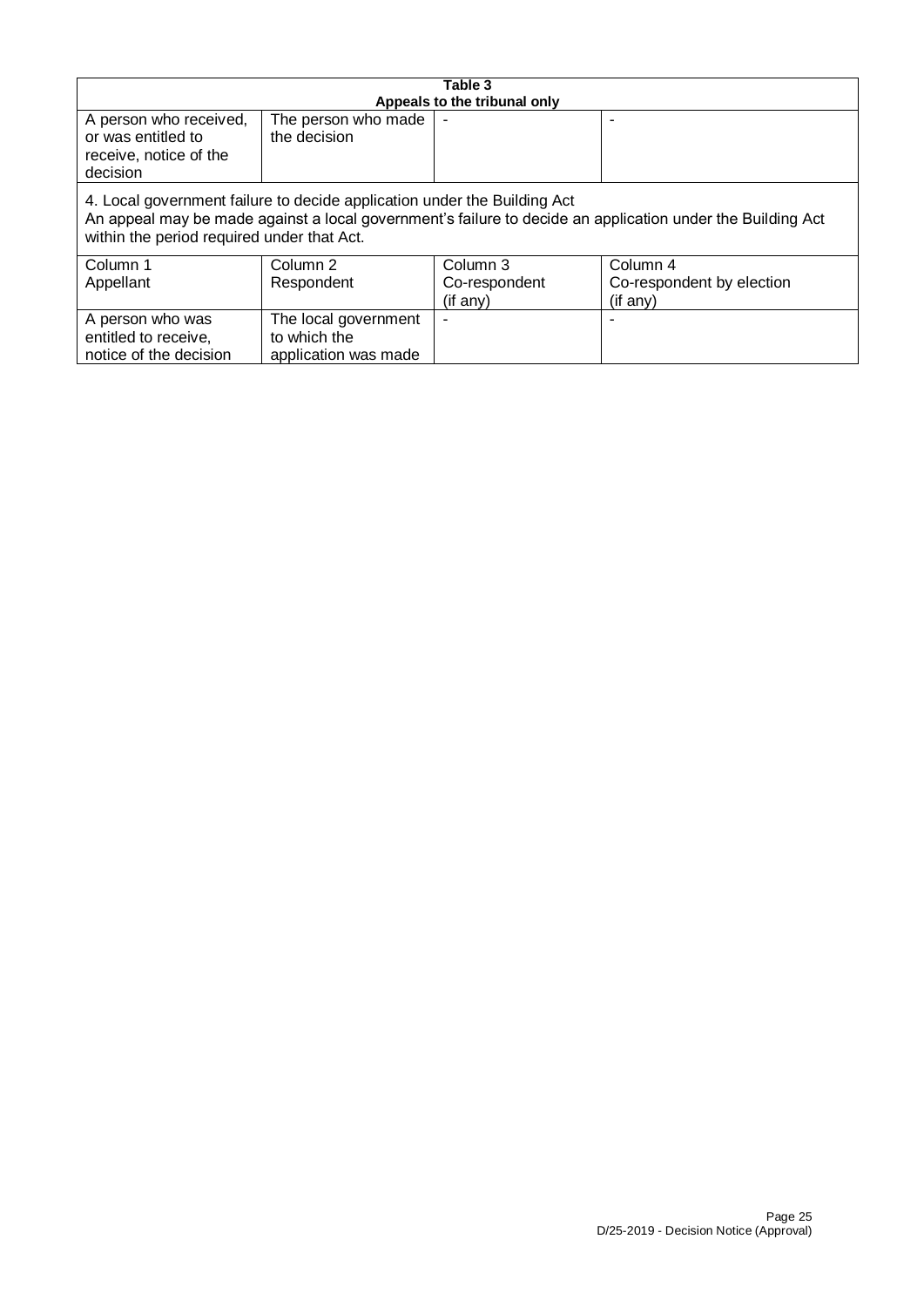| Table 3<br>Appeals to the tribunal only | | | |
|---|---|---|---|
| A person who received, or was entitled to receive, notice of the decision | The person who made the decision | - | - |
| 4. Local government failure to decide application under the Building Act<br>An appeal may be made against a local government's failure to decide an application under the Building Act within the period required under that Act. | | | |
| Column 1<br>Appellant | Column 2<br>Respondent | Column 3<br>Co-respondent<br>(if any) | Column 4<br>Co-respondent by election<br>(if any) |
| A person who was entitled to receive, notice of the decision | The local government to which the application was made | - | - |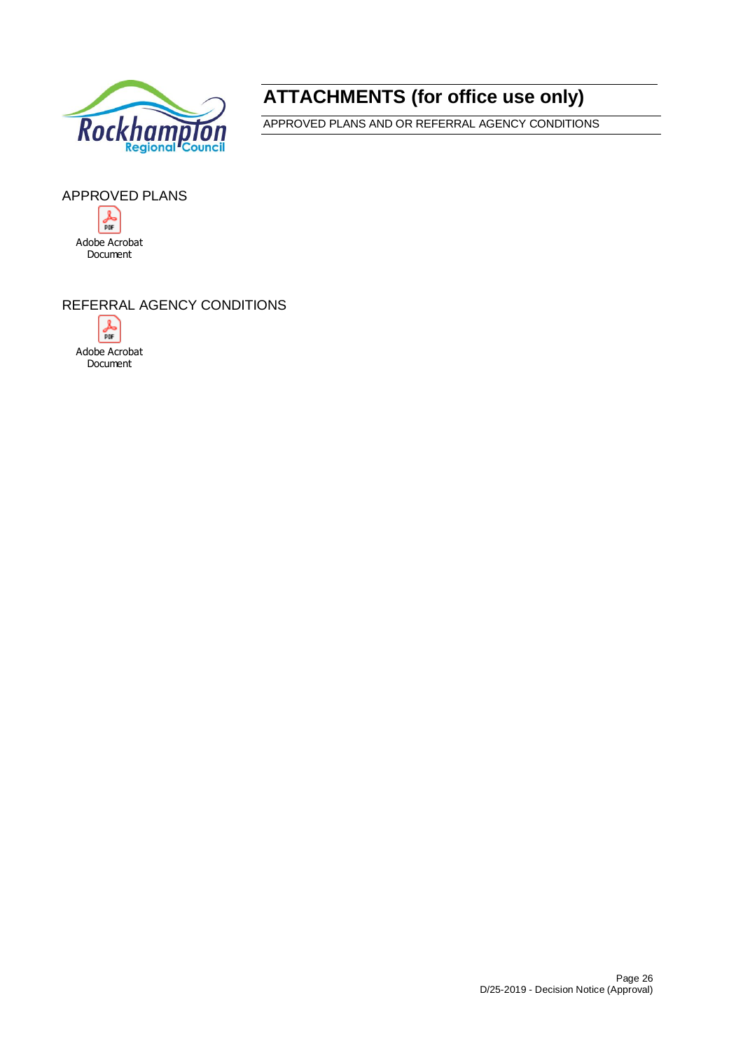# ATTACHMENTS (for office use only)

APPROVED PLANS AND OR REFERRAL AGENCY CONDITIONS

## APPROVED PLANS

Adobe Acrobat Document

## REFERRAL AGENCY CONDITIONS

Adobe Acrobat Document